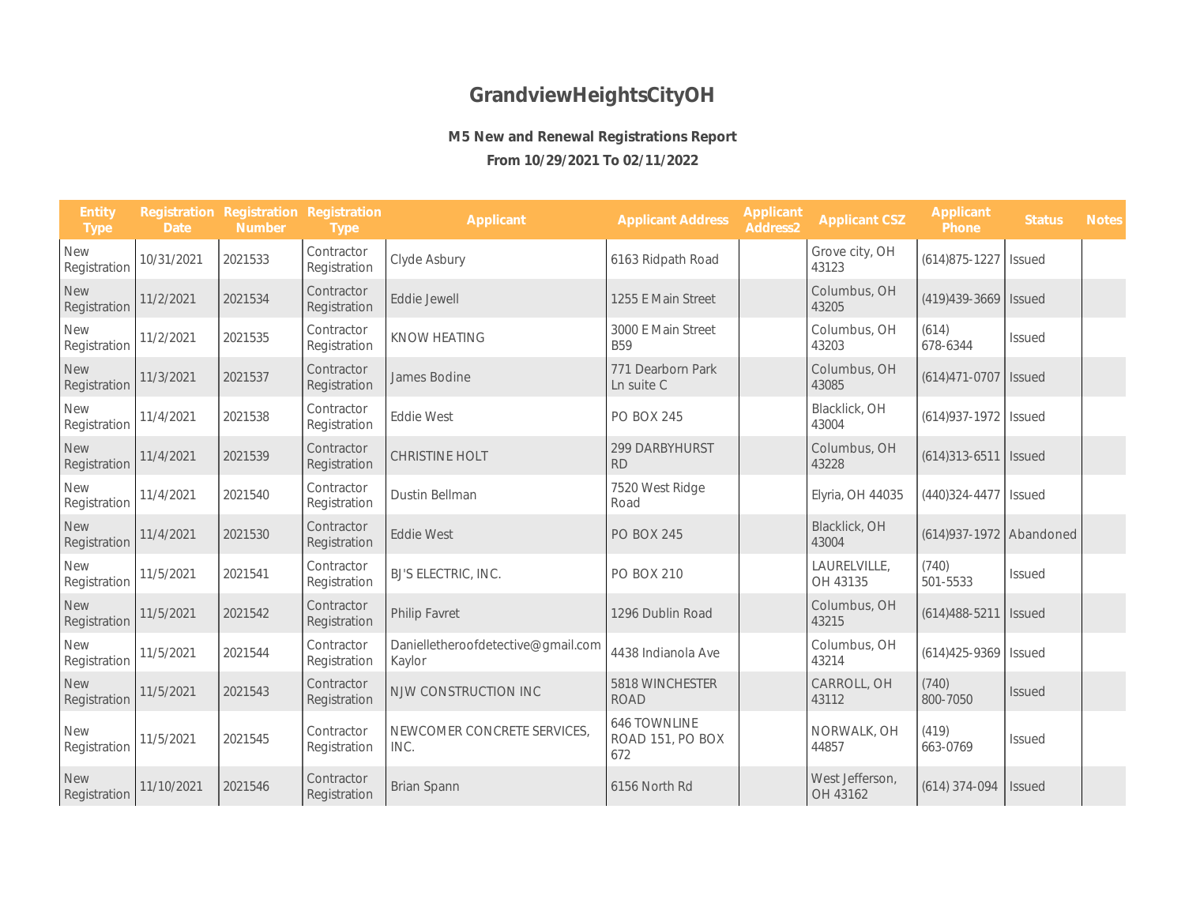# GrandviewHeightsCityOH

### M5 New and Renewal Registrations Report

### From 10/29/2021 To 02/11/2022

| Entity Type | Registration Date | Registration Number | Registration Type | Applicant | Applicant Address | Applicant Address2 | Applicant CSZ | Applicant Phone | Status | Notes |
|---|---|---|---|---|---|---|---|---|---|---|
| New Registration | 10/31/2021 | 2021533 | Contractor Registration | Clyde Asbury | 6163 Ridpath Road | | Grove city, OH 43123 | (614)875-1227 | Issued | |
| New Registration | 11/2/2021 | 2021534 | Contractor Registration | Eddie Jewell | 1255 E Main Street | | Columbus, OH 43205 | (419)439-3669 | Issued | |
| New Registration | 11/2/2021 | 2021535 | Contractor Registration | KNOW HEATING | 3000 E Main Street B59 | | Columbus, OH 43203 | (614) 678-6344 | Issued | |
| New Registration | 11/3/2021 | 2021537 | Contractor Registration | James Bodine | 771 Dearborn Park Ln suite C | | Columbus, OH 43085 | (614)471-0707 | Issued | |
| New Registration | 11/4/2021 | 2021538 | Contractor Registration | Eddie West | PO BOX 245 | | Blacklick, OH 43004 | (614)937-1972 | Issued | |
| New Registration | 11/4/2021 | 2021539 | Contractor Registration | CHRISTINE HOLT | 299 DARBYHURST RD | | Columbus, OH 43228 | (614)313-6511 | Issued | |
| New Registration | 11/4/2021 | 2021540 | Contractor Registration | Dustin Bellman | 7520 West Ridge Road | | Elyria, OH 44035 | (440)324-4477 | Issued | |
| New Registration | 11/4/2021 | 2021530 | Contractor Registration | Eddie West | PO BOX 245 | | Blacklick, OH 43004 | (614)937-1972 | Abandoned | |
| New Registration | 11/5/2021 | 2021541 | Contractor Registration | BJ'S ELECTRIC, INC. | PO BOX 210 | | LAURELVILLE, OH 43135 | (740) 501-5533 | Issued | |
| New Registration | 11/5/2021 | 2021542 | Contractor Registration | Philip Favret | 1296 Dublin Road | | Columbus, OH 43215 | (614)488-5211 | Issued | |
| New Registration | 11/5/2021 | 2021544 | Contractor Registration | Danielletheroofdetective@gmail.com Kaylor | 4438 Indianola Ave | | Columbus, OH 43214 | (614)425-9369 | Issued | |
| New Registration | 11/5/2021 | 2021543 | Contractor Registration | NJW CONSTRUCTION INC | 5818 WINCHESTER ROAD | | CARROLL, OH 43112 | (740) 800-7050 | Issued | |
| New Registration | 11/5/2021 | 2021545 | Contractor Registration | NEWCOMER CONCRETE SERVICES, INC. | 646 TOWNLINE ROAD 151, PO BOX 672 | | NORWALK, OH 44857 | (419) 663-0769 | Issued | |
| New Registration | 11/10/2021 | 2021546 | Contractor Registration | Brian Spann | 6156 North Rd | | West Jefferson, OH 43162 | (614) 374-094 | Issued | |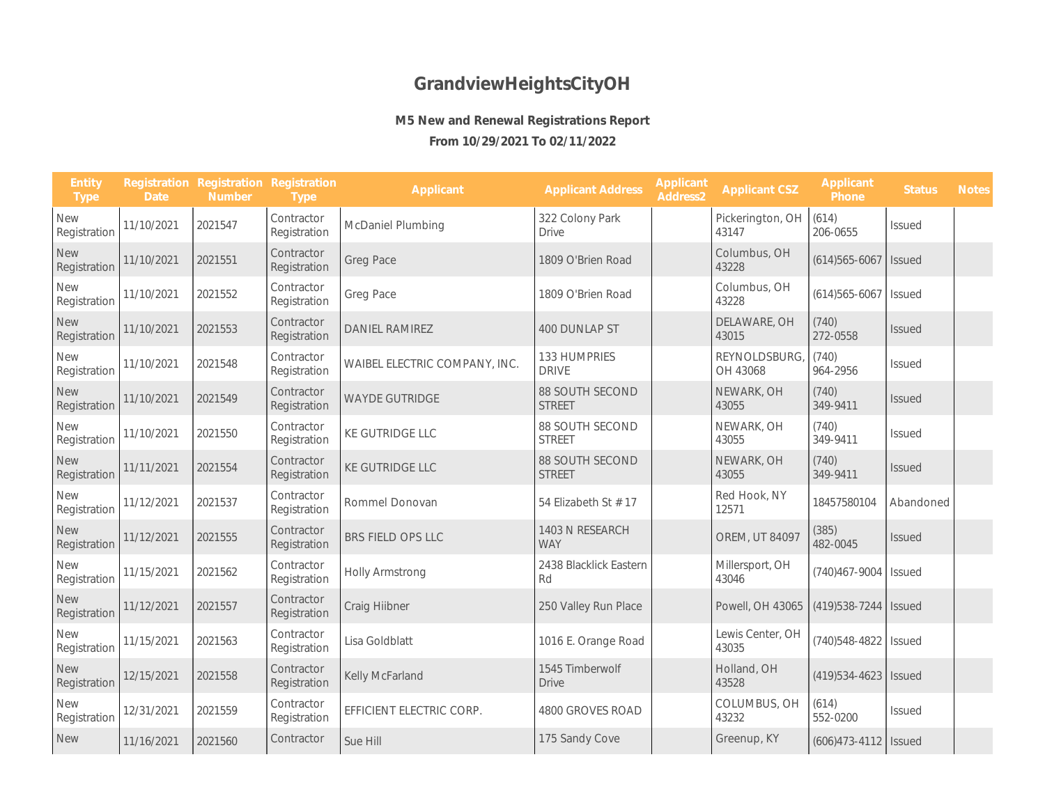# GrandviewHeightsCityOH

**M5 New and Renewal Registrations Report**

**From 10/29/2021 To 02/11/2022**

| Entity Type | Registration Date | Registration Number | Registration Type | Applicant | Applicant Address | Applicant Address2 | Applicant CSZ | Applicant Phone | Status | Notes |
|---|---|---|---|---|---|---|---|---|---|---|
| New Registration | 11/10/2021 | 2021547 | Contractor Registration | McDaniel Plumbing | 322 Colony Park Drive | | Pickerington, OH 43147 | (614) 206-0655 | Issued | |
| New Registration | 11/10/2021 | 2021551 | Contractor Registration | Greg Pace | 1809 O'Brien Road | | Columbus, OH 43228 | (614)565-6067 | Issued | |
| New Registration | 11/10/2021 | 2021552 | Contractor Registration | Greg Pace | 1809 O'Brien Road | | Columbus, OH 43228 | (614)565-6067 | Issued | |
| New Registration | 11/10/2021 | 2021553 | Contractor Registration | DANIEL RAMIREZ | 400 DUNLAP ST | | DELAWARE, OH 43015 | (740) 272-0558 | Issued | |
| New Registration | 11/10/2021 | 2021548 | Contractor Registration | WAIBEL ELECTRIC COMPANY, INC. | 133 HUMPRIES DRIVE | | REYNOLDSBURG, OH 43068 | (740) 964-2956 | Issued | |
| New Registration | 11/10/2021 | 2021549 | Contractor Registration | WAYDE GUTRIDGE | 88 SOUTH SECOND STREET | | NEWARK, OH 43055 | (740) 349-9411 | Issued | |
| New Registration | 11/10/2021 | 2021550 | Contractor Registration | KE GUTRIDGE LLC | 88 SOUTH SECOND STREET | | NEWARK, OH 43055 | (740) 349-9411 | Issued | |
| New Registration | 11/11/2021 | 2021554 | Contractor Registration | KE GUTRIDGE LLC | 88 SOUTH SECOND STREET | | NEWARK, OH 43055 | (740) 349-9411 | Issued | |
| New Registration | 11/12/2021 | 2021537 | Contractor Registration | Rommel Donovan | 54 Elizabeth St #17 | | Red Hook, NY 12571 | 18457580104 | Abandoned | |
| New Registration | 11/12/2021 | 2021555 | Contractor Registration | BRS FIELD OPS LLC | 1403 N RESEARCH WAY | | OREM, UT 84097 | (385) 482-0045 | Issued | |
| New Registration | 11/15/2021 | 2021562 | Contractor Registration | Holly Armstrong | 2438 Blacklick Eastern Rd | | Millersport, OH 43046 | (740)467-9004 | Issued | |
| New Registration | 11/12/2021 | 2021557 | Contractor Registration | Craig Hiibner | 250 Valley Run Place | | Powell, OH 43065 | (419)538-7244 | Issued | |
| New Registration | 11/15/2021 | 2021563 | Contractor Registration | Lisa Goldblatt | 1016 E. Orange Road | | Lewis Center, OH 43035 | (740)548-4822 | Issued | |
| New Registration | 12/15/2021 | 2021558 | Contractor Registration | Kelly McFarland | 1545 Timberwolf Drive | | Holland, OH 43528 | (419)534-4623 | Issued | |
| New Registration | 12/31/2021 | 2021559 | Contractor Registration | EFFICIENT ELECTRIC CORP. | 4800 GROVES ROAD | | COLUMBUS, OH 43232 | (614) 552-0200 | Issued | |
| New | 11/16/2021 | 2021560 | Contractor | Sue Hill | 175 Sandy Cove | | Greenup, KY | (606)473-4112 | Issued | |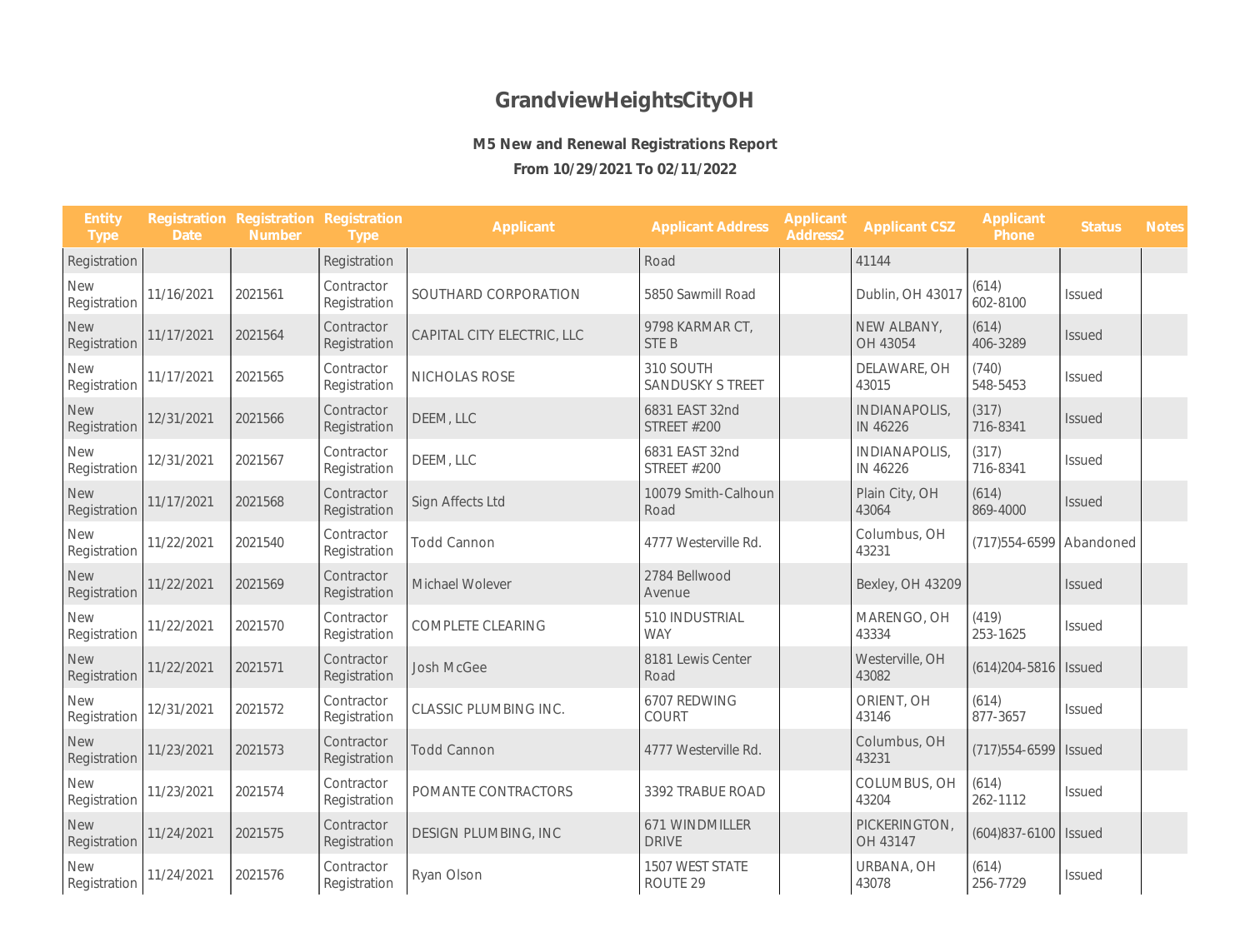# GrandviewHeightsCityOH

**M5 New and Renewal Registrations Report**

**From 10/29/2021 To 02/11/2022**

| Entity Type | Registration Date | Registration Number | Registration Type | Applicant | Applicant Address | Applicant Address2 | Applicant CSZ | Applicant Phone | Status | Notes |
|---|---|---|---|---|---|---|---|---|---|---|
| Registration | | | Registration | | Road | | 41144 | | | |
| New Registration | 11/16/2021 | 2021561 | Contractor Registration | SOUTHARD CORPORATION | 5850 Sawmill Road | | Dublin, OH 43017 | (614) 602-8100 | Issued | |
| New Registration | 11/17/2021 | 2021564 | Contractor Registration | CAPITAL CITY ELECTRIC, LLC | 9798 KARMAR CT, STE B | | NEW ALBANY, OH 43054 | (614) 406-3289 | Issued | |
| New Registration | 11/17/2021 | 2021565 | Contractor Registration | NICHOLAS ROSE | 310 SOUTH SANDUSKY S TREET | | DELAWARE, OH 43015 | (740) 548-5453 | Issued | |
| New Registration | 12/31/2021 | 2021566 | Contractor Registration | DEEM, LLC | 6831 EAST 32nd STREET #200 | | INDIANAPOLIS, IN 46226 | (317) 716-8341 | Issued | |
| New Registration | 12/31/2021 | 2021567 | Contractor Registration | DEEM, LLC | 6831 EAST 32nd STREET #200 | | INDIANAPOLIS, IN 46226 | (317) 716-8341 | Issued | |
| New Registration | 11/17/2021 | 2021568 | Contractor Registration | Sign Affects Ltd | 10079 Smith-Calhoun Road | | Plain City, OH 43064 | (614) 869-4000 | Issued | |
| New Registration | 11/22/2021 | 2021540 | Contractor Registration | Todd Cannon | 4777 Westerville Rd. | | Columbus, OH 43231 | (717)554-6599 | Abandoned | |
| New Registration | 11/22/2021 | 2021569 | Contractor Registration | Michael Wolever | 2784 Bellwood Avenue | | Bexley, OH 43209 | | Issued | |
| New Registration | 11/22/2021 | 2021570 | Contractor Registration | COMPLETE CLEARING | 510 INDUSTRIAL WAY | | MARENGO, OH 43334 | (419) 253-1625 | Issued | |
| New Registration | 11/22/2021 | 2021571 | Contractor Registration | Josh McGee | 8181 Lewis Center Road | | Westerville, OH 43082 | (614)204-5816 | Issued | |
| New Registration | 12/31/2021 | 2021572 | Contractor Registration | CLASSIC PLUMBING INC. | 6707 REDWING COURT | | ORIENT, OH 43146 | (614) 877-3657 | Issued | |
| New Registration | 11/23/2021 | 2021573 | Contractor Registration | Todd Cannon | 4777 Westerville Rd. | | Columbus, OH 43231 | (717)554-6599 | Issued | |
| New Registration | 11/23/2021 | 2021574 | Contractor Registration | POMANTE CONTRACTORS | 3392 TRABUE ROAD | | COLUMBUS, OH 43204 | (614) 262-1112 | Issued | |
| New Registration | 11/24/2021 | 2021575 | Contractor Registration | DESIGN PLUMBING, INC | 671 WINDMILLER DRIVE | | PICKERINGTON, OH 43147 | (604)837-6100 | Issued | |
| New Registration | 11/24/2021 | 2021576 | Contractor Registration | Ryan Olson | 1507 WEST STATE ROUTE 29 | | URBANA, OH 43078 | (614) 256-7729 | Issued | |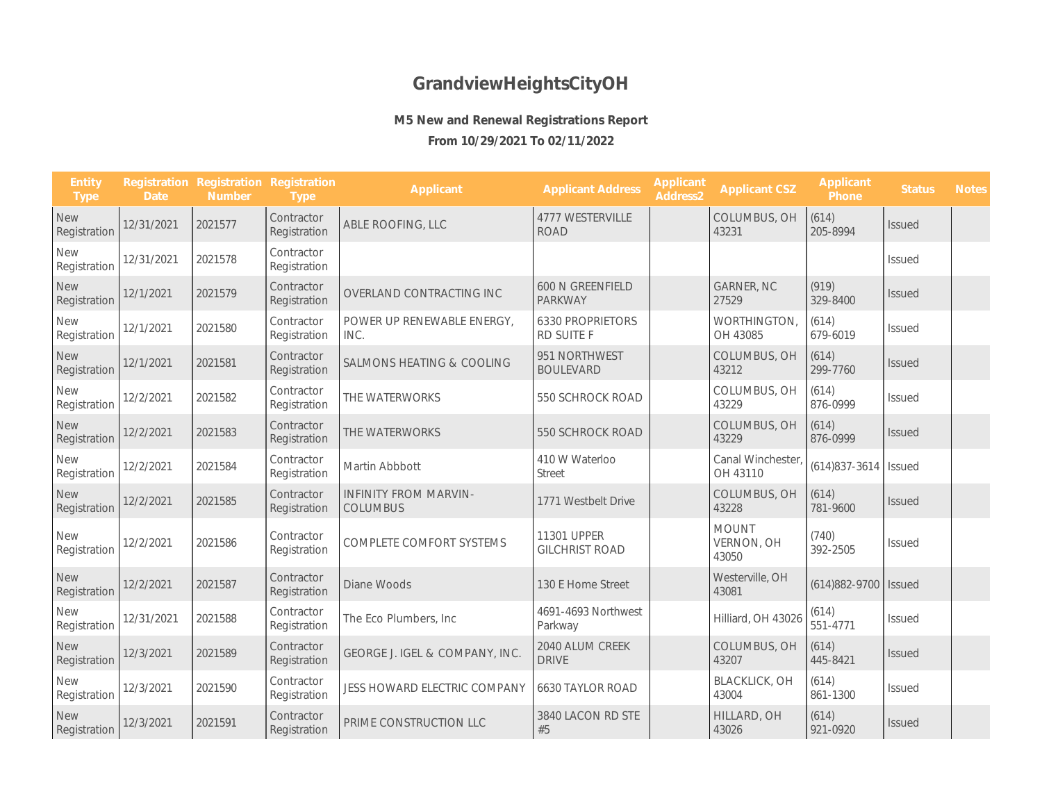# GrandviewHeightsCityOH

### M5 New and Renewal Registrations Report

### From 10/29/2021 To 02/11/2022

| Entity Type | Registration Date | Registration Number | Registration Type | Applicant | Applicant Address | Applicant Address2 | Applicant CSZ | Applicant Phone | Status | Notes |
|---|---|---|---|---|---|---|---|---|---|---|
| New Registration | 12/31/2021 | 2021577 | Contractor Registration | ABLE ROOFING, LLC | 4777 WESTERVILLE ROAD | | COLUMBUS, OH 43231 | (614) 205-8994 | Issued | |
| New Registration | 12/31/2021 | 2021578 | Contractor Registration | | | | | | Issued | |
| New Registration | 12/1/2021 | 2021579 | Contractor Registration | OVERLAND CONTRACTING INC | 600 N GREENFIELD PARKWAY | | GARNER, NC 27529 | (919) 329-8400 | Issued | |
| New Registration | 12/1/2021 | 2021580 | Contractor Registration | POWER UP RENEWABLE ENERGY, INC. | 6330 PROPRIETORS RD SUITE F | | WORTHINGTON, OH 43085 | (614) 679-6019 | Issued | |
| New Registration | 12/1/2021 | 2021581 | Contractor Registration | SALMONS HEATING & COOLING | 951 NORTHWEST BOULEVARD | | COLUMBUS, OH 43212 | (614) 299-7760 | Issued | |
| New Registration | 12/2/2021 | 2021582 | Contractor Registration | THE WATERWORKS | 550 SCHROCK ROAD | | COLUMBUS, OH 43229 | (614) 876-0999 | Issued | |
| New Registration | 12/2/2021 | 2021583 | Contractor Registration | THE WATERWORKS | 550 SCHROCK ROAD | | COLUMBUS, OH 43229 | (614) 876-0999 | Issued | |
| New Registration | 12/2/2021 | 2021584 | Contractor Registration | Martin Abbbott | 410 W Waterloo Street | | Canal Winchester, OH 43110 | (614)837-3614 | Issued | |
| New Registration | 12/2/2021 | 2021585 | Contractor Registration | INFINITY FROM MARVIN-COLUMBUS | 1771 Westbelt Drive | | COLUMBUS, OH 43228 | (614) 781-9600 | Issued | |
| New Registration | 12/2/2021 | 2021586 | Contractor Registration | COMPLETE COMFORT SYSTEMS | 11301 UPPER GILCHRIST ROAD | | MOUNT VERNON, OH 43050 | (740) 392-2505 | Issued | |
| New Registration | 12/2/2021 | 2021587 | Contractor Registration | Diane Woods | 130 E Home Street | | Westerville, OH 43081 | (614)882-9700 | Issued | |
| New Registration | 12/31/2021 | 2021588 | Contractor Registration | The Eco Plumbers, Inc | 4691-4693 Northwest Parkway | | Hilliard, OH 43026 | (614) 551-4771 | Issued | |
| New Registration | 12/3/2021 | 2021589 | Contractor Registration | GEORGE J. IGEL & COMPANY, INC. | 2040 ALUM CREEK DRIVE | | COLUMBUS, OH 43207 | (614) 445-8421 | Issued | |
| New Registration | 12/3/2021 | 2021590 | Contractor Registration | JESS HOWARD ELECTRIC COMPANY | 6630 TAYLOR ROAD | | BLACKLICK, OH 43004 | (614) 861-1300 | Issued | |
| New Registration | 12/3/2021 | 2021591 | Contractor Registration | PRIME CONSTRUCTION LLC | 3840 LACON RD STE #5 | | HILLARD, OH 43026 | (614) 921-0920 | Issued | |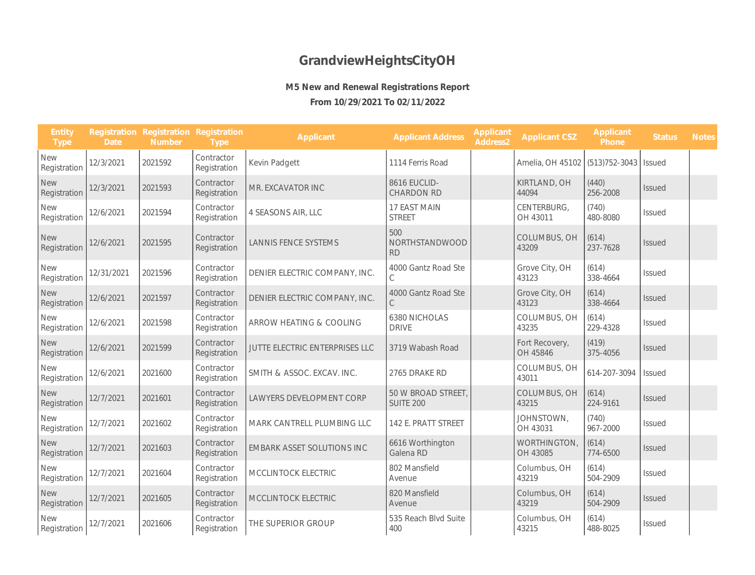# GrandviewHeightsCityOH

### M5 New and Renewal Registrations Report

### From 10/29/2021 To 02/11/2022

| Entity Type | Registration Date | Registration Number | Registration Type | Applicant | Applicant Address | Applicant Address2 | Applicant CSZ | Applicant Phone | Status | Notes |
|---|---|---|---|---|---|---|---|---|---|---|
| New Registration | 12/3/2021 | 2021592 | Contractor Registration | Kevin Padgett | 1114 Ferris Road | | Amelia, OH 45102 | (513)752-3043 | Issued | |
| New Registration | 12/3/2021 | 2021593 | Contractor Registration | MR. EXCAVATOR INC | 8616 EUCLID-CHARDON RD | | KIRTLAND, OH 44094 | (440) 256-2008 | Issued | |
| New Registration | 12/6/2021 | 2021594 | Contractor Registration | 4 SEASONS AIR, LLC | 17 EAST MAIN STREET | | CENTERBURG, OH 43011 | (740) 480-8080 | Issued | |
| New Registration | 12/6/2021 | 2021595 | Contractor Registration | LANNIS FENCE SYSTEMS | 500 NORTHSTANDWOOD RD | | COLUMBUS, OH 43209 | (614) 237-7628 | Issued | |
| New Registration | 12/31/2021 | 2021596 | Contractor Registration | DENIER ELECTRIC COMPANY, INC. | 4000 Gantz Road Ste C | | Grove City, OH 43123 | (614) 338-4664 | Issued | |
| New Registration | 12/6/2021 | 2021597 | Contractor Registration | DENIER ELECTRIC COMPANY, INC. | 4000 Gantz Road Ste C | | Grove City, OH 43123 | (614) 338-4664 | Issued | |
| New Registration | 12/6/2021 | 2021598 | Contractor Registration | ARROW HEATING & COOLING | 6380 NICHOLAS DRIVE | | COLUMBUS, OH 43235 | (614) 229-4328 | Issued | |
| New Registration | 12/6/2021 | 2021599 | Contractor Registration | JUTTE ELECTRIC ENTERPRISES LLC | 3719 Wabash Road | | Fort Recovery, OH 45846 | (419) 375-4056 | Issued | |
| New Registration | 12/6/2021 | 2021600 | Contractor Registration | SMITH & ASSOC. EXCAV. INC. | 2765 DRAKE RD | | COLUMBUS, OH 43011 | 614-207-3094 | Issued | |
| New Registration | 12/7/2021 | 2021601 | Contractor Registration | LAWYERS DEVELOPMENT CORP | 50 W BROAD STREET, SUITE 200 | | COLUMBUS, OH 43215 | (614) 224-9161 | Issued | |
| New Registration | 12/7/2021 | 2021602 | Contractor Registration | MARK CANTRELL PLUMBING LLC | 142 E. PRATT STREET | | JOHNSTOWN, OH 43031 | (740) 967-2000 | Issued | |
| New Registration | 12/7/2021 | 2021603 | Contractor Registration | EMBARK ASSET SOLUTIONS INC | 6616 Worthington Galena RD | | WORTHINGTON, OH 43085 | (614) 774-6500 | Issued | |
| New Registration | 12/7/2021 | 2021604 | Contractor Registration | MCCLINTOCK ELECTRIC | 802 Mansfield Avenue | | Columbus, OH 43219 | (614) 504-2909 | Issued | |
| New Registration | 12/7/2021 | 2021605 | Contractor Registration | MCCLINTOCK ELECTRIC | 820 Mansfield Avenue | | Columbus, OH 43219 | (614) 504-2909 | Issued | |
| New Registration | 12/7/2021 | 2021606 | Contractor Registration | THE SUPERIOR GROUP | 535 Reach Blvd Suite 400 | | Columbus, OH 43215 | (614) 488-8025 | Issued | |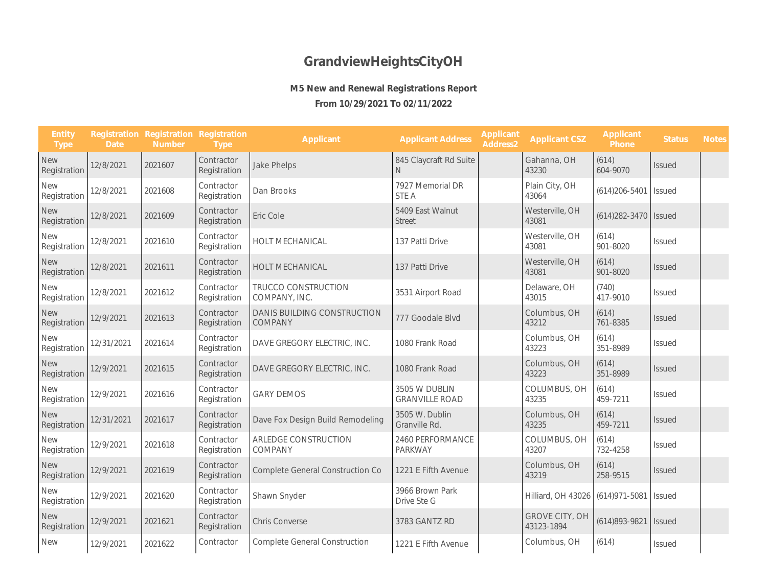# GrandviewHeightsCityOH

**M5 New and Renewal Registrations Report**

**From 10/29/2021 To 02/11/2022**

| Entity Type | Registration Date | Registration Number | Registration Type | Applicant | Applicant Address | Applicant Address2 | Applicant CSZ | Applicant Phone | Status | Notes |
|---|---|---|---|---|---|---|---|---|---|---|
| New Registration | 12/8/2021 | 2021607 | Contractor Registration | Jake Phelps | 845 Claycraft Rd Suite N | | Gahanna, OH 43230 | (614) 604-9070 | Issued | |
| New Registration | 12/8/2021 | 2021608 | Contractor Registration | Dan Brooks | 7927 Memorial DR STE A | | Plain City, OH 43064 | (614)206-5401 | Issued | |
| New Registration | 12/8/2021 | 2021609 | Contractor Registration | Eric Cole | 5409 East Walnut Street | | Westerville, OH 43081 | (614)282-3470 | Issued | |
| New Registration | 12/8/2021 | 2021610 | Contractor Registration | HOLT MECHANICAL | 137 Patti Drive | | Westerville, OH 43081 | (614) 901-8020 | Issued | |
| New Registration | 12/8/2021 | 2021611 | Contractor Registration | HOLT MECHANICAL | 137 Patti Drive | | Westerville, OH 43081 | (614) 901-8020 | Issued | |
| New Registration | 12/8/2021 | 2021612 | Contractor Registration | TRUCCO CONSTRUCTION COMPANY, INC. | 3531 Airport Road | | Delaware, OH 43015 | (740) 417-9010 | Issued | |
| New Registration | 12/9/2021 | 2021613 | Contractor Registration | DANIS BUILDING CONSTRUCTION COMPANY | 777 Goodale Blvd | | Columbus, OH 43212 | (614) 761-8385 | Issued | |
| New Registration | 12/31/2021 | 2021614 | Contractor Registration | DAVE GREGORY ELECTRIC, INC. | 1080 Frank Road | | Columbus, OH 43223 | (614) 351-8989 | Issued | |
| New Registration | 12/9/2021 | 2021615 | Contractor Registration | DAVE GREGORY ELECTRIC, INC. | 1080 Frank Road | | Columbus, OH 43223 | (614) 351-8989 | Issued | |
| New Registration | 12/9/2021 | 2021616 | Contractor Registration | GARY DEMOS | 3505 W DUBLIN GRANVILLE ROAD | | COLUMBUS, OH 43235 | (614) 459-7211 | Issued | |
| New Registration | 12/31/2021 | 2021617 | Contractor Registration | Dave Fox Design Build Remodeling | 3505 W. Dublin Granville Rd. | | Columbus, OH 43235 | (614) 459-7211 | Issued | |
| New Registration | 12/9/2021 | 2021618 | Contractor Registration | ARLEDGE CONSTRUCTION COMPANY | 2460 PERFORMANCE PARKWAY | | COLUMBUS, OH 43207 | (614) 732-4258 | Issued | |
| New Registration | 12/9/2021 | 2021619 | Contractor Registration | Complete General Construction Co | 1221 E Fifth Avenue | | Columbus, OH 43219 | (614) 258-9515 | Issued | |
| New Registration | 12/9/2021 | 2021620 | Contractor Registration | Shawn Snyder | 3966 Brown Park Drive Ste G | | Hilliard, OH 43026 | (614)971-5081 | Issued | |
| New Registration | 12/9/2021 | 2021621 | Contractor Registration | Chris Converse | 3783 GANTZ RD | | GROVE CITY, OH 43123-1894 | (614)893-9821 | Issued | |
| New | 12/9/2021 | 2021622 | Contractor | Complete General Construction | 1221 E Fifth Avenue | | Columbus, OH | (614) | Issued | |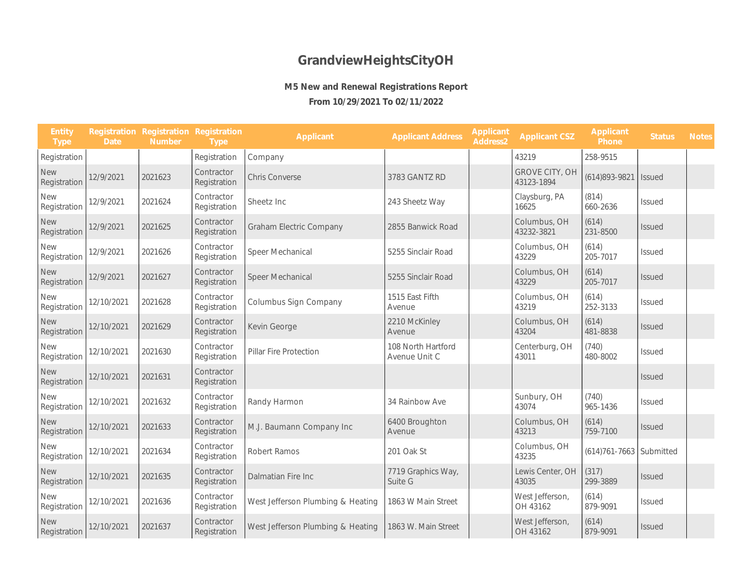# GrandviewHeightsCityOH

### M5 New and Renewal Registrations Report

### From 10/29/2021 To 02/11/2022

| Entity Type | Registration Date | Registration Number | Registration Type | Applicant | Applicant Address | Applicant Address2 | Applicant CSZ | Applicant Phone | Status | Notes |
|---|---|---|---|---|---|---|---|---|---|---|
| Registration | | | Registration | Company | | | 43219 | 258-9515 | | |
| New Registration | 12/9/2021 | 2021623 | Contractor Registration | Chris Converse | 3783 GANTZ RD | | GROVE CITY, OH 43123-1894 | (614)893-9821 | Issued | |
| New Registration | 12/9/2021 | 2021624 | Contractor Registration | Sheetz Inc | 243 Sheetz Way | | Claysburg, PA 16625 | (814) 660-2636 | Issued | |
| New Registration | 12/9/2021 | 2021625 | Contractor Registration | Graham Electric Company | 2855 Banwick Road | | Columbus, OH 43232-3821 | (614) 231-8500 | Issued | |
| New Registration | 12/9/2021 | 2021626 | Contractor Registration | Speer Mechanical | 5255 Sinclair Road | | Columbus, OH 43229 | (614) 205-7017 | Issued | |
| New Registration | 12/9/2021 | 2021627 | Contractor Registration | Speer Mechanical | 5255 Sinclair Road | | Columbus, OH 43229 | (614) 205-7017 | Issued | |
| New Registration | 12/10/2021 | 2021628 | Contractor Registration | Columbus Sign Company | 1515 East Fifth Avenue | | Columbus, OH 43219 | (614) 252-3133 | Issued | |
| New Registration | 12/10/2021 | 2021629 | Contractor Registration | Kevin George | 2210 McKinley Avenue | | Columbus, OH 43204 | (614) 481-8838 | Issued | |
| New Registration | 12/10/2021 | 2021630 | Contractor Registration | Pillar Fire Protection | 108 North Hartford Avenue Unit C | | Centerburg, OH 43011 | (740) 480-8002 | Issued | |
| New Registration | 12/10/2021 | 2021631 | Contractor Registration | | | | | | Issued | |
| New Registration | 12/10/2021 | 2021632 | Contractor Registration | Randy Harmon | 34 Rainbow Ave | | Sunbury, OH 43074 | (740) 965-1436 | Issued | |
| New Registration | 12/10/2021 | 2021633 | Contractor Registration | M.J. Baumann Company Inc | 6400 Broughton Avenue | | Columbus, OH 43213 | (614) 759-7100 | Issued | |
| New Registration | 12/10/2021 | 2021634 | Contractor Registration | Robert Ramos | 201 Oak St | | Columbus, OH 43235 | (614)761-7663 | Submitted | |
| New Registration | 12/10/2021 | 2021635 | Contractor Registration | Dalmatian Fire Inc | 7719 Graphics Way, Suite G | | Lewis Center, OH 43035 | (317) 299-3889 | Issued | |
| New Registration | 12/10/2021 | 2021636 | Contractor Registration | West Jefferson Plumbing & Heating | 1863 W Main Street | | West Jefferson, OH 43162 | (614) 879-9091 | Issued | |
| New Registration | 12/10/2021 | 2021637 | Contractor Registration | West Jefferson Plumbing & Heating | 1863 W. Main Street | | West Jefferson, OH 43162 | (614) 879-9091 | Issued | |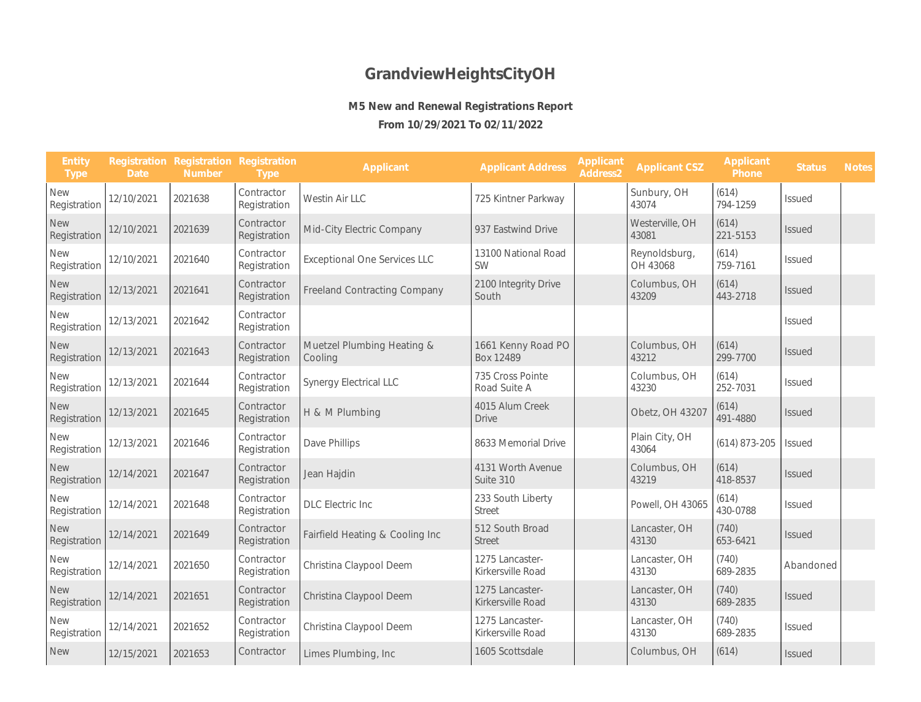# GrandviewHeightsCityOH

### M5 New and Renewal Registrations Report

### From 10/29/2021 To 02/11/2022

| Entity Type | Registration Date | Registration Number | Registration Type | Applicant | Applicant Address | Applicant Address2 | Applicant CSZ | Applicant Phone | Status | Notes |
|---|---|---|---|---|---|---|---|---|---|---|
| New Registration | 12/10/2021 | 2021638 | Contractor Registration | Westin Air LLC | 725 Kintner Parkway | | Sunbury, OH 43074 | (614) 794-1259 | Issued | |
| New Registration | 12/10/2021 | 2021639 | Contractor Registration | Mid-City Electric Company | 937 Eastwind Drive | | Westerville, OH 43081 | (614) 221-5153 | Issued | |
| New Registration | 12/10/2021 | 2021640 | Contractor Registration | Exceptional One Services LLC | 13100 National Road SW | | Reynoldsburg, OH 43068 | (614) 759-7161 | Issued | |
| New Registration | 12/13/2021 | 2021641 | Contractor Registration | Freeland Contracting Company | 2100 Integrity Drive South | | Columbus, OH 43209 | (614) 443-2718 | Issued | |
| New Registration | 12/13/2021 | 2021642 | Contractor Registration | | | | | | Issued | |
| New Registration | 12/13/2021 | 2021643 | Contractor Registration | Muetzel Plumbing Heating & Cooling | 1661 Kenny Road PO Box 12489 | | Columbus, OH 43212 | (614) 299-7700 | Issued | |
| New Registration | 12/13/2021 | 2021644 | Contractor Registration | Synergy Electrical LLC | 735 Cross Pointe Road Suite A | | Columbus, OH 43230 | (614) 252-7031 | Issued | |
| New Registration | 12/13/2021 | 2021645 | Contractor Registration | H & M Plumbing | 4015 Alum Creek Drive | | Obetz, OH 43207 | (614) 491-4880 | Issued | |
| New Registration | 12/13/2021 | 2021646 | Contractor Registration | Dave Phillips | 8633 Memorial Drive | | Plain City, OH 43064 | (614) 873-205 | Issued | |
| New Registration | 12/14/2021 | 2021647 | Contractor Registration | Jean Hajdin | 4131 Worth Avenue Suite 310 | | Columbus, OH 43219 | (614) 418-8537 | Issued | |
| New Registration | 12/14/2021 | 2021648 | Contractor Registration | DLC Electric Inc | 233 South Liberty Street | | Powell, OH 43065 | (614) 430-0788 | Issued | |
| New Registration | 12/14/2021 | 2021649 | Contractor Registration | Fairfield Heating & Cooling Inc | 512 South Broad Street | | Lancaster, OH 43130 | (740) 653-6421 | Issued | |
| New Registration | 12/14/2021 | 2021650 | Contractor Registration | Christina Claypool Deem | 1275 Lancaster-Kirkersville Road | | Lancaster, OH 43130 | (740) 689-2835 | Abandoned | |
| New Registration | 12/14/2021 | 2021651 | Contractor Registration | Christina Claypool Deem | 1275 Lancaster-Kirkersville Road | | Lancaster, OH 43130 | (740) 689-2835 | Issued | |
| New Registration | 12/14/2021 | 2021652 | Contractor Registration | Christina Claypool Deem | 1275 Lancaster-Kirkersville Road | | Lancaster, OH 43130 | (740) 689-2835 | Issued | |
| New | 12/15/2021 | 2021653 | Contractor | Limes Plumbing, Inc | 1605 Scottsdale | | Columbus, OH | (614) | Issued | |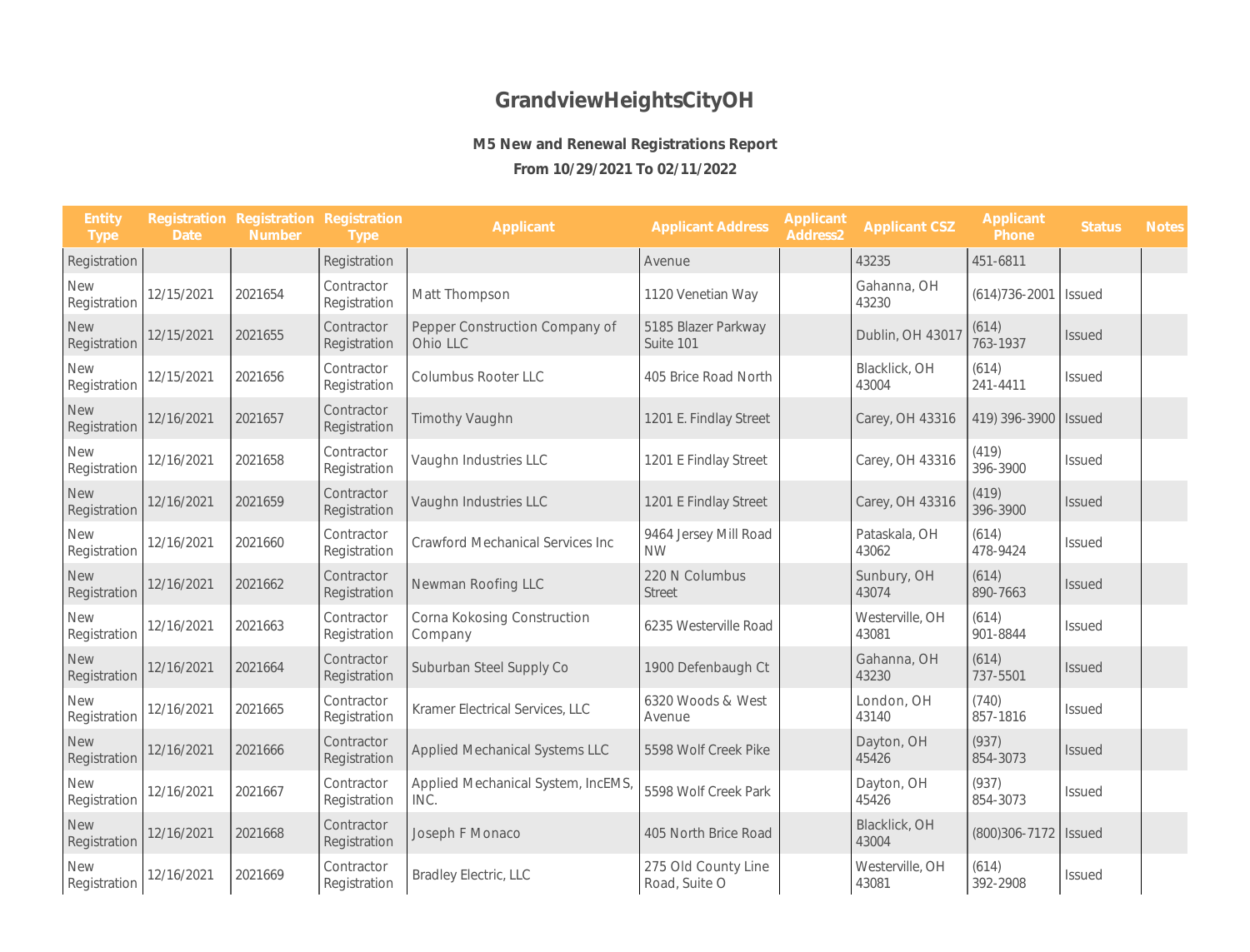# GrandviewHeightsCityOH

**M5 New and Renewal Registrations Report**

**From 10/29/2021 To 02/11/2022**

| Entity Type | Registration Date | Registration Number | Registration Type | Applicant | Applicant Address | Applicant Address2 | Applicant CSZ | Applicant Phone | Status | Notes |
|---|---|---|---|---|---|---|---|---|---|---|
| Registration | | | Registration | | Avenue | | 43235 | 451-6811 | | |
| New Registration | 12/15/2021 | 2021654 | Contractor Registration | Matt Thompson | 1120 Venetian Way | | Gahanna, OH 43230 | (614)736-2001 | Issued | |
| New Registration | 12/15/2021 | 2021655 | Contractor Registration | Pepper Construction Company of Ohio LLC | 5185 Blazer Parkway Suite 101 | | Dublin, OH 43017 | (614) 763-1937 | Issued | |
| New Registration | 12/15/2021 | 2021656 | Contractor Registration | Columbus Rooter LLC | 405 Brice Road North | | Blacklick, OH 43004 | (614) 241-4411 | Issued | |
| New Registration | 12/16/2021 | 2021657 | Contractor Registration | Timothy Vaughn | 1201 E. Findlay Street | | Carey, OH 43316 | 419) 396-3900 | Issued | |
| New Registration | 12/16/2021 | 2021658 | Contractor Registration | Vaughn Industries LLC | 1201 E Findlay Street | | Carey, OH 43316 | (419) 396-3900 | Issued | |
| New Registration | 12/16/2021 | 2021659 | Contractor Registration | Vaughn Industries LLC | 1201 E Findlay Street | | Carey, OH 43316 | (419) 396-3900 | Issued | |
| New Registration | 12/16/2021 | 2021660 | Contractor Registration | Crawford Mechanical Services Inc | 9464 Jersey Mill Road NW | | Pataskala, OH 43062 | (614) 478-9424 | Issued | |
| New Registration | 12/16/2021 | 2021662 | Contractor Registration | Newman Roofing LLC | 220 N Columbus Street | | Sunbury, OH 43074 | (614) 890-7663 | Issued | |
| New Registration | 12/16/2021 | 2021663 | Contractor Registration | Corna Kokosing Construction Company | 6235 Westerville Road | | Westerville, OH 43081 | (614) 901-8844 | Issued | |
| New Registration | 12/16/2021 | 2021664 | Contractor Registration | Suburban Steel Supply Co | 1900 Defenbaugh Ct | | Gahanna, OH 43230 | (614) 737-5501 | Issued | |
| New Registration | 12/16/2021 | 2021665 | Contractor Registration | Kramer Electrical Services, LLC | 6320 Woods & West Avenue | | London, OH 43140 | (740) 857-1816 | Issued | |
| New Registration | 12/16/2021 | 2021666 | Contractor Registration | Applied Mechanical Systems LLC | 5598 Wolf Creek Pike | | Dayton, OH 45426 | (937) 854-3073 | Issued | |
| New Registration | 12/16/2021 | 2021667 | Contractor Registration | Applied Mechanical System, IncEMS, INC. | 5598 Wolf Creek Park | | Dayton, OH 45426 | (937) 854-3073 | Issued | |
| New Registration | 12/16/2021 | 2021668 | Contractor Registration | Joseph F Monaco | 405 North Brice Road | | Blacklick, OH 43004 | (800)306-7172 | Issued | |
| New Registration | 12/16/2021 | 2021669 | Contractor Registration | Bradley Electric, LLC | 275 Old County Line Road, Suite O | | Westerville, OH 43081 | (614) 392-2908 | Issued | |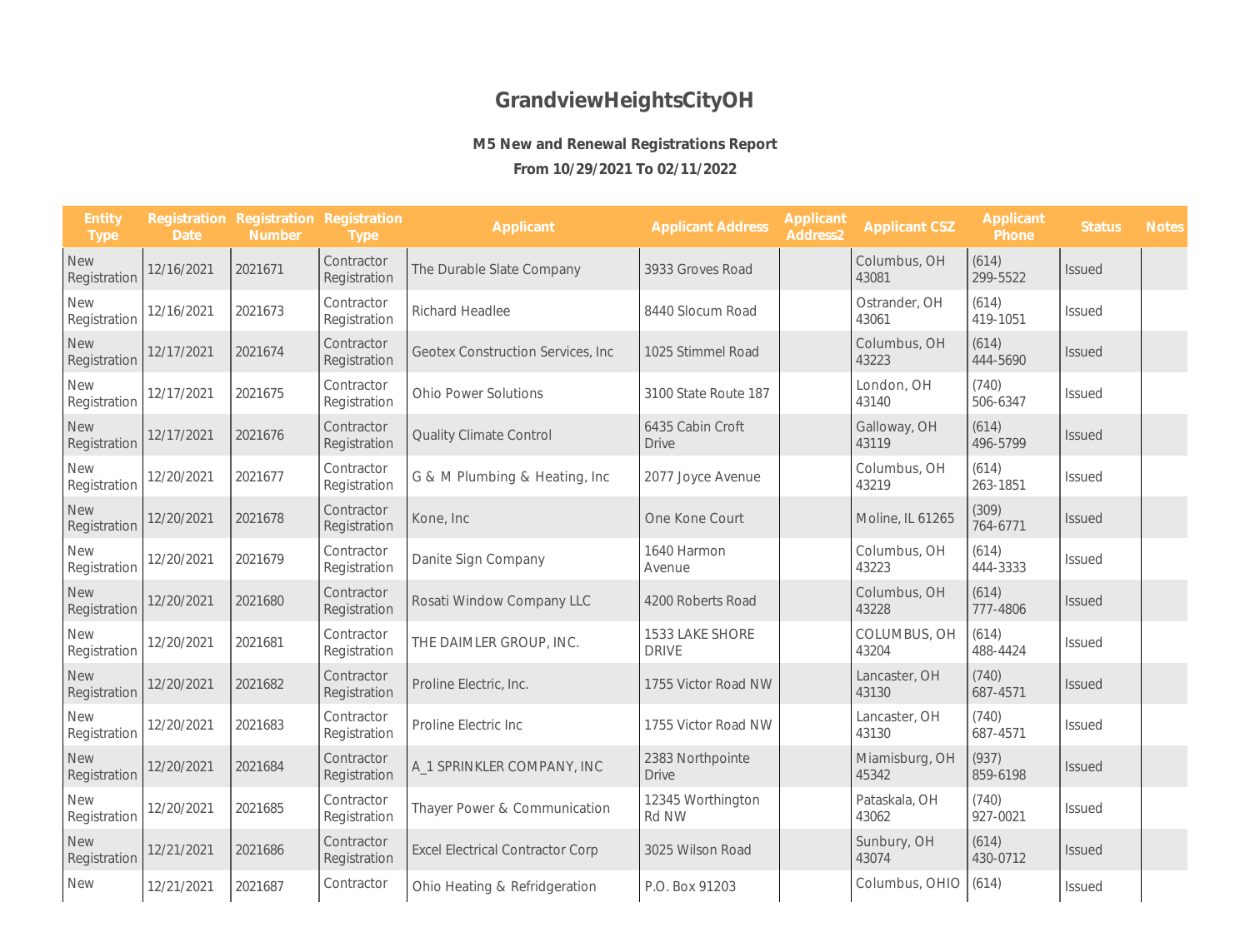# GrandviewHeightsCityOH

### M5 New and Renewal Registrations Report

### From 10/29/2021 To 02/11/2022

| Entity Type | Registration Date | Registration Number | Registration Type | Applicant | Applicant Address | Applicant Address2 | Applicant CSZ | Applicant Phone | Status | Notes |
|---|---|---|---|---|---|---|---|---|---|---|
| New Registration | 12/16/2021 | 2021671 | Contractor Registration | The Durable Slate Company | 3933 Groves Road | | Columbus, OH 43081 | (614) 299-5522 | Issued | |
| New Registration | 12/16/2021 | 2021673 | Contractor Registration | Richard Headlee | 8440 Slocum Road | | Ostrander, OH 43061 | (614) 419-1051 | Issued | |
| New Registration | 12/17/2021 | 2021674 | Contractor Registration | Geotex Construction Services, Inc | 1025 Stimmel Road | | Columbus, OH 43223 | (614) 444-5690 | Issued | |
| New Registration | 12/17/2021 | 2021675 | Contractor Registration | Ohio Power Solutions | 3100 State Route 187 | | London, OH 43140 | (740) 506-6347 | Issued | |
| New Registration | 12/17/2021 | 2021676 | Contractor Registration | Quality Climate Control | 6435 Cabin Croft Drive | | Galloway, OH 43119 | (614) 496-5799 | Issued | |
| New Registration | 12/20/2021 | 2021677 | Contractor Registration | G & M Plumbing & Heating, Inc | 2077 Joyce Avenue | | Columbus, OH 43219 | (614) 263-1851 | Issued | |
| New Registration | 12/20/2021 | 2021678 | Contractor Registration | Kone, Inc | One Kone Court | | Moline, IL 61265 | (309) 764-6771 | Issued | |
| New Registration | 12/20/2021 | 2021679 | Contractor Registration | Danite Sign Company | 1640 Harmon Avenue | | Columbus, OH 43223 | (614) 444-3333 | Issued | |
| New Registration | 12/20/2021 | 2021680 | Contractor Registration | Rosati Window Company LLC | 4200 Roberts Road | | Columbus, OH 43228 | (614) 777-4806 | Issued | |
| New Registration | 12/20/2021 | 2021681 | Contractor Registration | THE DAIMLER GROUP, INC. | 1533 LAKE SHORE DRIVE | | COLUMBUS, OH 43204 | (614) 488-4424 | Issued | |
| New Registration | 12/20/2021 | 2021682 | Contractor Registration | Proline Electric, Inc. | 1755 Victor Road NW | | Lancaster, OH 43130 | (740) 687-4571 | Issued | |
| New Registration | 12/20/2021 | 2021683 | Contractor Registration | Proline Electric Inc | 1755 Victor Road NW | | Lancaster, OH 43130 | (740) 687-4571 | Issued | |
| New Registration | 12/20/2021 | 2021684 | Contractor Registration | A_1 SPRINKLER COMPANY, INC | 2383 Northpointe Drive | | Miamisburg, OH 45342 | (937) 859-6198 | Issued | |
| New Registration | 12/20/2021 | 2021685 | Contractor Registration | Thayer Power & Communication | 12345 Worthington Rd NW | | Pataskala, OH 43062 | (740) 927-0021 | Issued | |
| New Registration | 12/21/2021 | 2021686 | Contractor Registration | Excel Electrical Contractor Corp | 3025 Wilson Road | | Sunbury, OH 43074 | (614) 430-0712 | Issued | |
| New | 12/21/2021 | 2021687 | Contractor | Ohio Heating & Refridgeration | P.O. Box 91203 | | Columbus, OHIO | (614) | Issued | |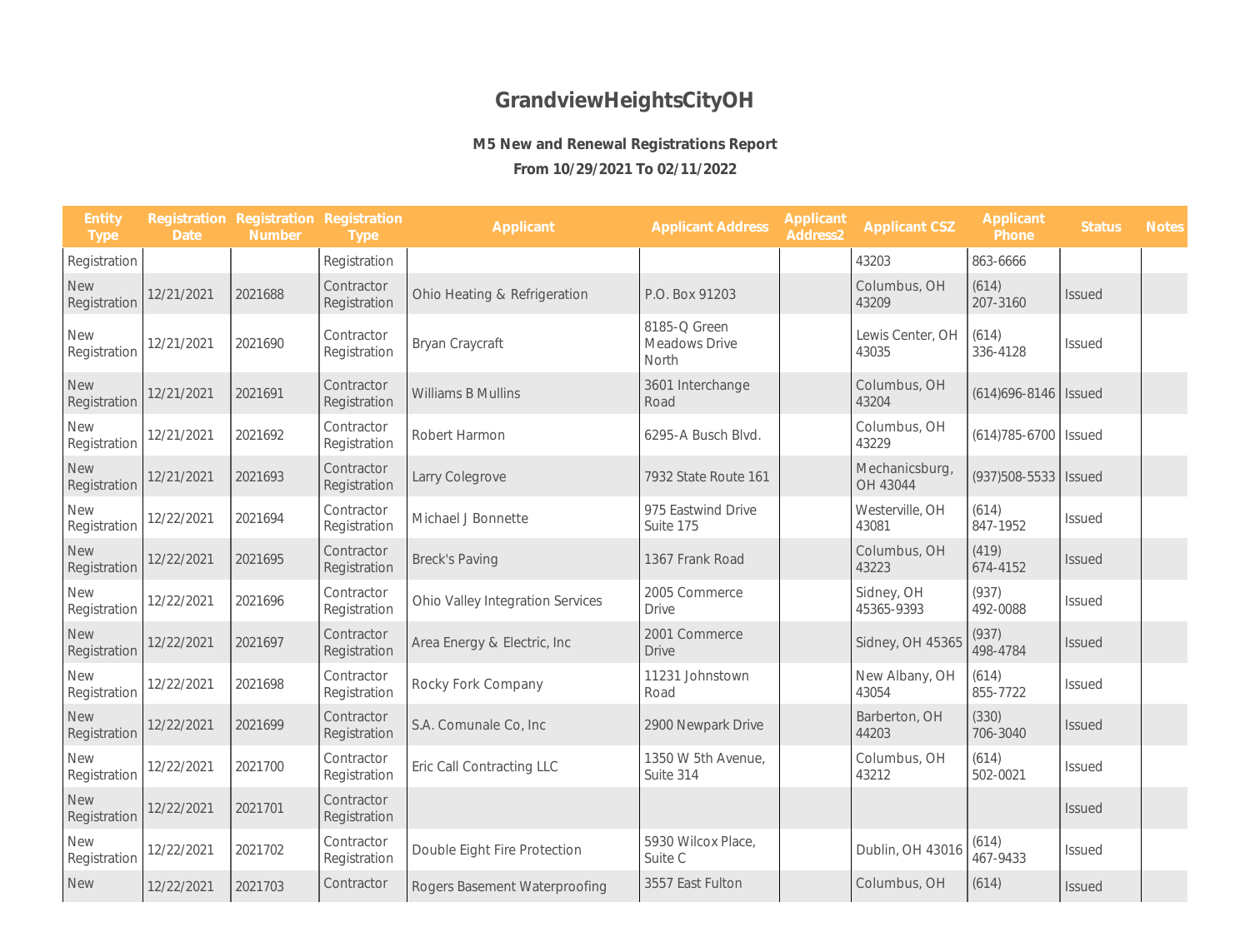# GrandviewHeightsCityOH

### M5 New and Renewal Registrations Report

### From 10/29/2021 To 02/11/2022

| Entity Type | Registration Date | Registration Number | Registration Type | Applicant | Applicant Address | Applicant Address2 | Applicant CSZ | Applicant Phone | Status | Notes |
|---|---|---|---|---|---|---|---|---|---|---|
| Registration | | | Registration | | | | 43203 | 863-6666 | | |
| New Registration | 12/21/2021 | 2021688 | Contractor Registration | Ohio Heating & Refrigeration | P.O. Box 91203 | | Columbus, OH 43209 | (614) 207-3160 | Issued | |
| New Registration | 12/21/2021 | 2021690 | Contractor Registration | Bryan Craycraft | 8185-Q Green Meadows Drive North | | Lewis Center, OH 43035 | (614) 336-4128 | Issued | |
| New Registration | 12/21/2021 | 2021691 | Contractor Registration | Williams B Mullins | 3601 Interchange Road | | Columbus, OH 43204 | (614)696-8146 | Issued | |
| New Registration | 12/21/2021 | 2021692 | Contractor Registration | Robert Harmon | 6295-A Busch Blvd. | | Columbus, OH 43229 | (614)785-6700 | Issued | |
| New Registration | 12/21/2021 | 2021693 | Contractor Registration | Larry Colegrove | 7932 State Route 161 | | Mechanicsburg, OH 43044 | (937)508-5533 | Issued | |
| New Registration | 12/22/2021 | 2021694 | Contractor Registration | Michael J Bonnette | 975 Eastwind Drive Suite 175 | | Westerville, OH 43081 | (614) 847-1952 | Issued | |
| New Registration | 12/22/2021 | 2021695 | Contractor Registration | Breck's Paving | 1367 Frank Road | | Columbus, OH 43223 | (419) 674-4152 | Issued | |
| New Registration | 12/22/2021 | 2021696 | Contractor Registration | Ohio Valley Integration Services | 2005 Commerce Drive | | Sidney, OH 45365-9393 | (937) 492-0088 | Issued | |
| New Registration | 12/22/2021 | 2021697 | Contractor Registration | Area Energy & Electric, Inc | 2001 Commerce Drive | | Sidney, OH 45365 | (937) 498-4784 | Issued | |
| New Registration | 12/22/2021 | 2021698 | Contractor Registration | Rocky Fork Company | 11231 Johnstown Road | | New Albany, OH 43054 | (614) 855-7722 | Issued | |
| New Registration | 12/22/2021 | 2021699 | Contractor Registration | S.A. Comunale Co, Inc | 2900 Newpark Drive | | Barberton, OH 44203 | (330) 706-3040 | Issued | |
| New Registration | 12/22/2021 | 2021700 | Contractor Registration | Eric Call Contracting LLC | 1350 W 5th Avenue, Suite 314 | | Columbus, OH 43212 | (614) 502-0021 | Issued | |
| New Registration | 12/22/2021 | 2021701 | Contractor Registration | | | | | | Issued | |
| New Registration | 12/22/2021 | 2021702 | Contractor Registration | Double Eight Fire Protection | 5930 Wilcox Place, Suite C | | Dublin, OH 43016 | (614) 467-9433 | Issued | |
| New | 12/22/2021 | 2021703 | Contractor | Rogers Basement Waterproofing | 3557 East Fulton | | Columbus, OH | (614) | Issued | |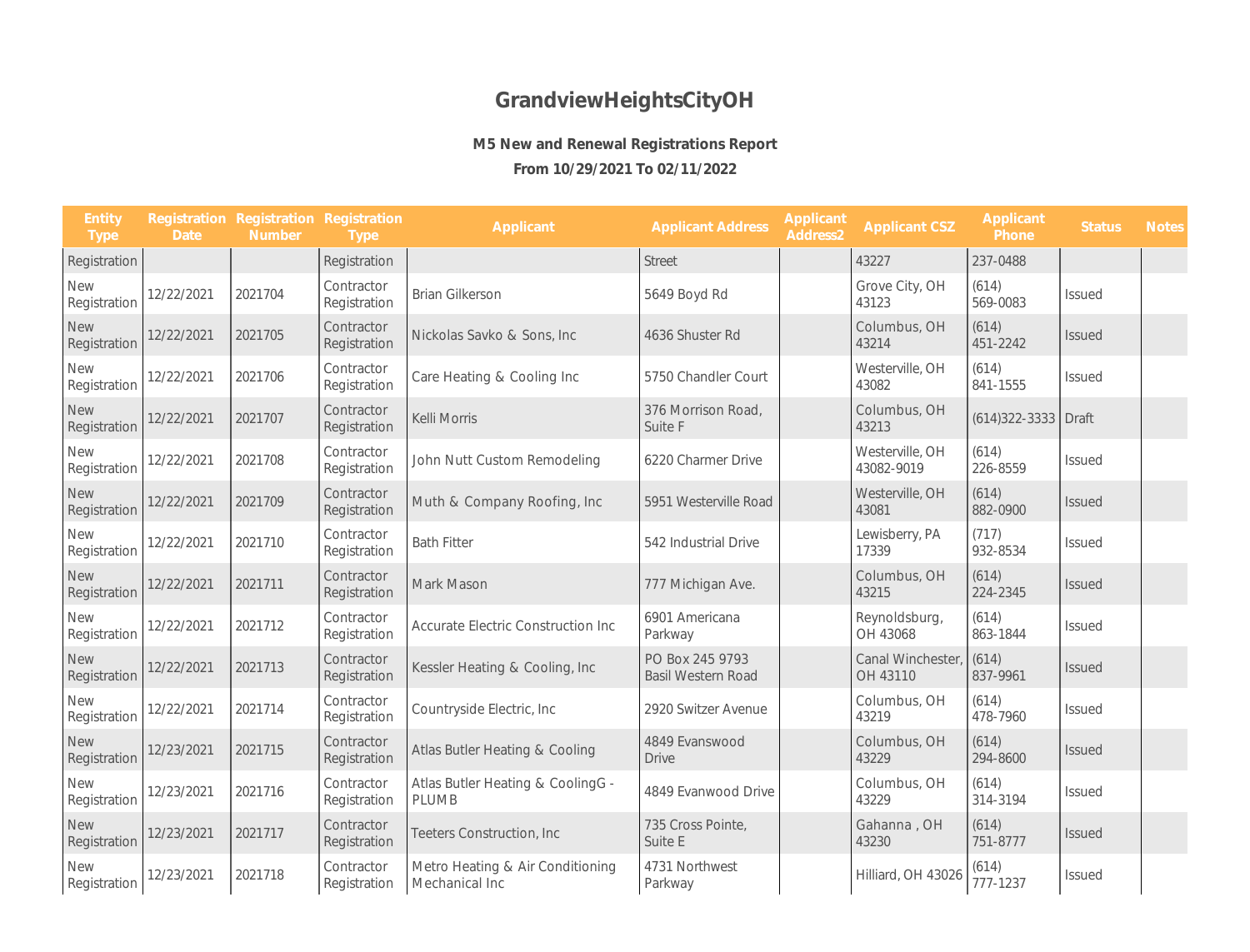# GrandviewHeightsCityOH

### M5 New and Renewal Registrations Report

### From 10/29/2021 To 02/11/2022

| Entity Type | Registration Date | Registration Number | Registration Type | Applicant | Applicant Address | Applicant Address2 | Applicant CSZ | Applicant Phone | Status | Notes |
|---|---|---|---|---|---|---|---|---|---|---|
| Registration | | | Registration | | Street | | 43227 | 237-0488 | | |
| New Registration | 12/22/2021 | 2021704 | Contractor Registration | Brian Gilkerson | 5649 Boyd Rd | | Grove City, OH 43123 | (614) 569-0083 | Issued | |
| New Registration | 12/22/2021 | 2021705 | Contractor Registration | Nickolas Savko & Sons, Inc | 4636 Shuster Rd | | Columbus, OH 43214 | (614) 451-2242 | Issued | |
| New Registration | 12/22/2021 | 2021706 | Contractor Registration | Care Heating & Cooling Inc | 5750 Chandler Court | | Westerville, OH 43082 | (614) 841-1555 | Issued | |
| New Registration | 12/22/2021 | 2021707 | Contractor Registration | Kelli Morris | 376 Morrison Road, Suite F | | Columbus, OH 43213 | (614)322-3333 | Draft | |
| New Registration | 12/22/2021 | 2021708 | Contractor Registration | John Nutt Custom Remodeling | 6220 Charmer Drive | | Westerville, OH 43082-9019 | (614) 226-8559 | Issued | |
| New Registration | 12/22/2021 | 2021709 | Contractor Registration | Muth & Company Roofing, Inc | 5951 Westerville Road | | Westerville, OH 43081 | (614) 882-0900 | Issued | |
| New Registration | 12/22/2021 | 2021710 | Contractor Registration | Bath Fitter | 542 Industrial Drive | | Lewisberry, PA 17339 | (717) 932-8534 | Issued | |
| New Registration | 12/22/2021 | 2021711 | Contractor Registration | Mark Mason | 777 Michigan Ave. | | Columbus, OH 43215 | (614) 224-2345 | Issued | |
| New Registration | 12/22/2021 | 2021712 | Contractor Registration | Accurate Electric Construction Inc | 6901 Americana Parkway | | Reynoldsburg, OH 43068 | (614) 863-1844 | Issued | |
| New Registration | 12/22/2021 | 2021713 | Contractor Registration | Kessler Heating & Cooling, Inc | PO Box 245 9793 Basil Western Road | | Canal Winchester, OH 43110 | (614) 837-9961 | Issued | |
| New Registration | 12/22/2021 | 2021714 | Contractor Registration | Countryside Electric, Inc | 2920 Switzer Avenue | | Columbus, OH 43219 | (614) 478-7960 | Issued | |
| New Registration | 12/23/2021 | 2021715 | Contractor Registration | Atlas Butler Heating & Cooling | 4849 Evanswood Drive | | Columbus, OH 43229 | (614) 294-8600 | Issued | |
| New Registration | 12/23/2021 | 2021716 | Contractor Registration | Atlas Butler Heating & CoolingG - PLUMB | 4849 Evanwood Drive | | Columbus, OH 43229 | (614) 314-3194 | Issued | |
| New Registration | 12/23/2021 | 2021717 | Contractor Registration | Teeters Construction, Inc | 735 Cross Pointe, Suite E | | Gahanna , OH 43230 | (614) 751-8777 | Issued | |
| New Registration | 12/23/2021 | 2021718 | Contractor Registration | Metro Heating & Air Conditioning Mechanical Inc | 4731 Northwest Parkway | | Hilliard, OH 43026 | (614) 777-1237 | Issued | |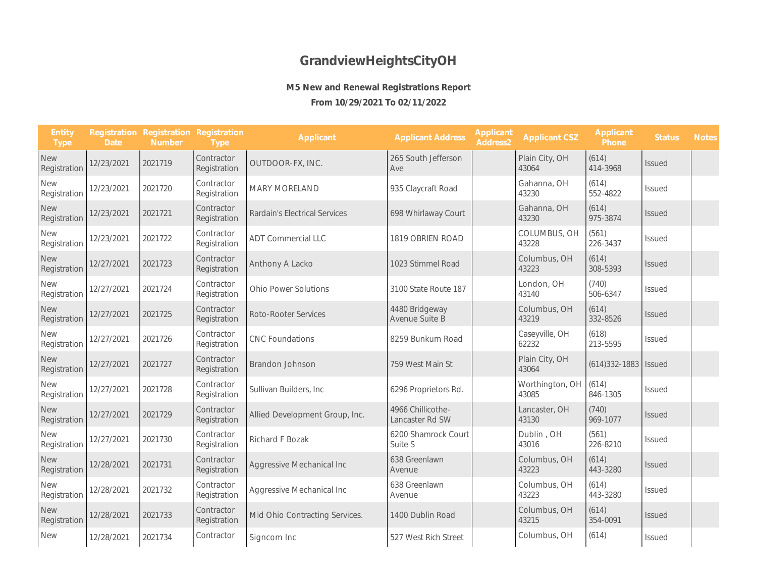# GrandviewHeightsCityOH

### M5 New and Renewal Registrations Report

### From 10/29/2021 To 02/11/2022

| Entity Type | Registration Date | Registration Number | Registration Type | Applicant | Applicant Address | Applicant Address2 | Applicant CSZ | Applicant Phone | Status | Notes |
|---|---|---|---|---|---|---|---|---|---|---|
| New Registration | 12/23/2021 | 2021719 | Contractor Registration | OUTDOOR-FX, INC. | 265 South Jefferson Ave | | Plain City, OH 43064 | (614) 414-3968 | Issued | |
| New Registration | 12/23/2021 | 2021720 | Contractor Registration | MARY MORELAND | 935 Claycraft Road | | Gahanna, OH 43230 | (614) 552-4822 | Issued | |
| New Registration | 12/23/2021 | 2021721 | Contractor Registration | Rardain's Electrical Services | 698 Whirlaway Court | | Gahanna, OH 43230 | (614) 975-3874 | Issued | |
| New Registration | 12/23/2021 | 2021722 | Contractor Registration | ADT Commercial LLC | 1819 OBRIEN ROAD | | COLUMBUS, OH 43228 | (561) 226-3437 | Issued | |
| New Registration | 12/27/2021 | 2021723 | Contractor Registration | Anthony A Lacko | 1023 Stimmel Road | | Columbus, OH 43223 | (614) 308-5393 | Issued | |
| New Registration | 12/27/2021 | 2021724 | Contractor Registration | Ohio Power Solutions | 3100 State Route 187 | | London, OH 43140 | (740) 506-6347 | Issued | |
| New Registration | 12/27/2021 | 2021725 | Contractor Registration | Roto-Rooter Services | 4480 Bridgeway Avenue Suite B | | Columbus, OH 43219 | (614) 332-8526 | Issued | |
| New Registration | 12/27/2021 | 2021726 | Contractor Registration | CNC Foundations | 8259 Bunkum Road | | Caseyville, OH 62232 | (618) 213-5595 | Issued | |
| New Registration | 12/27/2021 | 2021727 | Contractor Registration | Brandon Johnson | 759 West Main St | | Plain City, OH 43064 | (614)332-1883 | Issued | |
| New Registration | 12/27/2021 | 2021728 | Contractor Registration | Sullivan Builders, Inc | 6296 Proprietors Rd. | | Worthington, OH 43085 | (614) 846-1305 | Issued | |
| New Registration | 12/27/2021 | 2021729 | Contractor Registration | Allied Development Group, Inc. | 4966 Chillicothe-Lancaster Rd SW | | Lancaster, OH 43130 | (740) 969-1077 | Issued | |
| New Registration | 12/27/2021 | 2021730 | Contractor Registration | Richard F Bozak | 6200 Shamrock Court Suite S | | Dublin , OH 43016 | (561) 226-8210 | Issued | |
| New Registration | 12/28/2021 | 2021731 | Contractor Registration | Aggressive Mechanical Inc | 638 Greenlawn Avenue | | Columbus, OH 43223 | (614) 443-3280 | Issued | |
| New Registration | 12/28/2021 | 2021732 | Contractor Registration | Aggressive Mechanical Inc | 638 Greenlawn Avenue | | Columbus, OH 43223 | (614) 443-3280 | Issued | |
| New Registration | 12/28/2021 | 2021733 | Contractor Registration | Mid Ohio Contracting Services. | 1400 Dublin Road | | Columbus, OH 43215 | (614) 354-0091 | Issued | |
| New | 12/28/2021 | 2021734 | Contractor | Signcom Inc | 527 West Rich Street | | Columbus, OH | (614) | Issued | |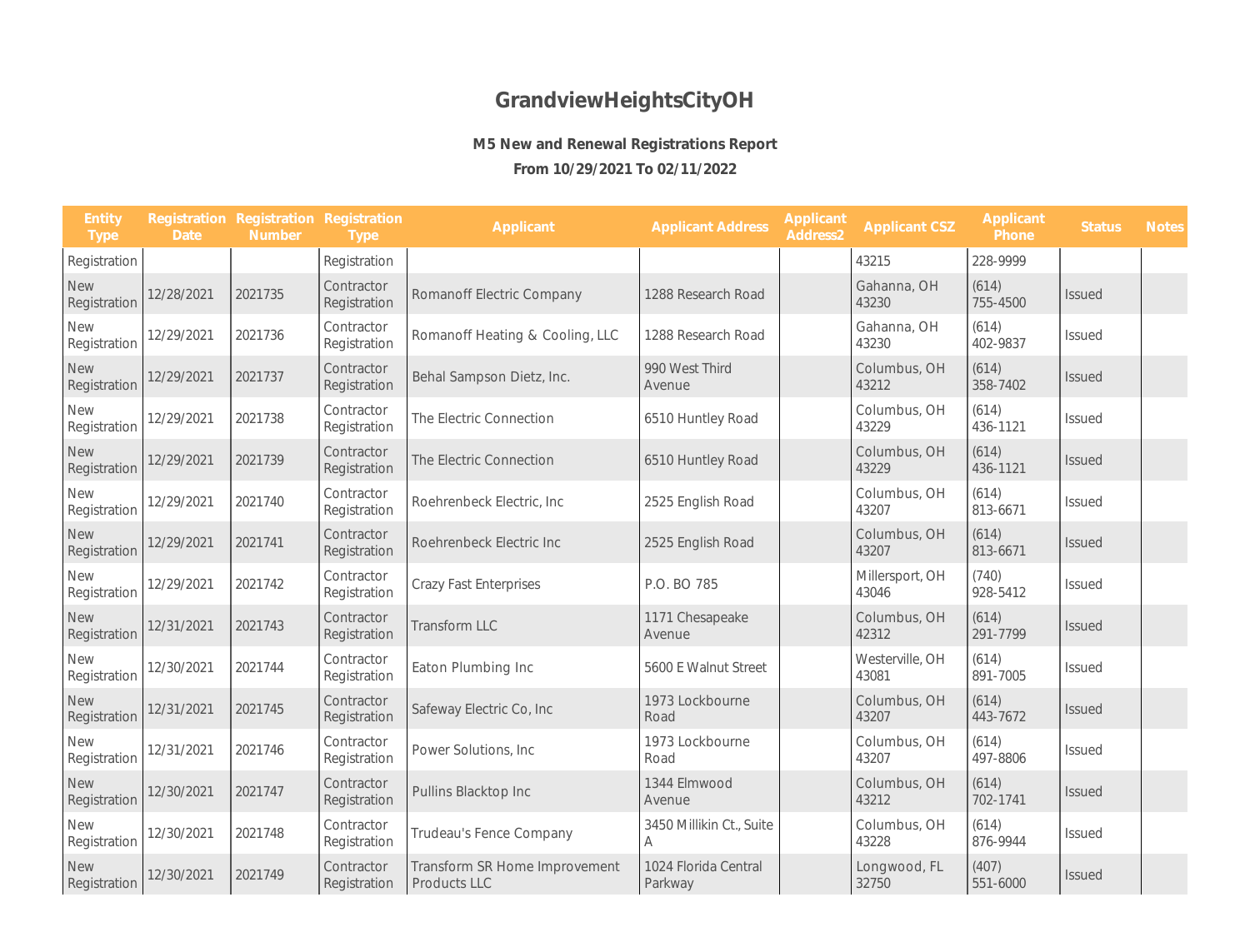# GrandviewHeightsCityOH

### M5 New and Renewal Registrations Report

### From 10/29/2021 To 02/11/2022

| Entity Type | Registration Date | Registration Number | Registration Type | Applicant | Applicant Address | Applicant Address2 | Applicant CSZ | Applicant Phone | Status | Notes |
|---|---|---|---|---|---|---|---|---|---|---|
| Registration | | | Registration | | | | 43215 | 228-9999 | | |
| New Registration | 12/28/2021 | 2021735 | Contractor Registration | Romanoff Electric Company | 1288 Research Road | | Gahanna, OH 43230 | (614) 755-4500 | Issued | |
| New Registration | 12/29/2021 | 2021736 | Contractor Registration | Romanoff Heating & Cooling, LLC | 1288 Research Road | | Gahanna, OH 43230 | (614) 402-9837 | Issued | |
| New Registration | 12/29/2021 | 2021737 | Contractor Registration | Behal Sampson Dietz, Inc. | 990 West Third Avenue | | Columbus, OH 43212 | (614) 358-7402 | Issued | |
| New Registration | 12/29/2021 | 2021738 | Contractor Registration | The Electric Connection | 6510 Huntley Road | | Columbus, OH 43229 | (614) 436-1121 | Issued | |
| New Registration | 12/29/2021 | 2021739 | Contractor Registration | The Electric Connection | 6510 Huntley Road | | Columbus, OH 43229 | (614) 436-1121 | Issued | |
| New Registration | 12/29/2021 | 2021740 | Contractor Registration | Roehrenbeck Electric, Inc | 2525 English Road | | Columbus, OH 43207 | (614) 813-6671 | Issued | |
| New Registration | 12/29/2021 | 2021741 | Contractor Registration | Roehrenbeck Electric Inc | 2525 English Road | | Columbus, OH 43207 | (614) 813-6671 | Issued | |
| New Registration | 12/29/2021 | 2021742 | Contractor Registration | Crazy Fast Enterprises | P.O. BO 785 | | Millersport, OH 43046 | (740) 928-5412 | Issued | |
| New Registration | 12/31/2021 | 2021743 | Contractor Registration | Transform LLC | 1171 Chesapeake Avenue | | Columbus, OH 42312 | (614) 291-7799 | Issued | |
| New Registration | 12/30/2021 | 2021744 | Contractor Registration | Eaton Plumbing Inc | 5600 E Walnut Street | | Westerville, OH 43081 | (614) 891-7005 | Issued | |
| New Registration | 12/31/2021 | 2021745 | Contractor Registration | Safeway Electric Co, Inc | 1973 Lockbourne Road | | Columbus, OH 43207 | (614) 443-7672 | Issued | |
| New Registration | 12/31/2021 | 2021746 | Contractor Registration | Power Solutions, Inc | 1973 Lockbourne Road | | Columbus, OH 43207 | (614) 497-8806 | Issued | |
| New Registration | 12/30/2021 | 2021747 | Contractor Registration | Pullins Blacktop Inc | 1344 Elmwood Avenue | | Columbus, OH 43212 | (614) 702-1741 | Issued | |
| New Registration | 12/30/2021 | 2021748 | Contractor Registration | Trudeau's Fence Company | 3450 Millikin Ct., Suite A | | Columbus, OH 43228 | (614) 876-9944 | Issued | |
| New Registration | 12/30/2021 | 2021749 | Contractor Registration | Transform SR Home Improvement Products LLC | 1024 Florida Central Parkway | | Longwood, FL 32750 | (407) 551-6000 | Issued | |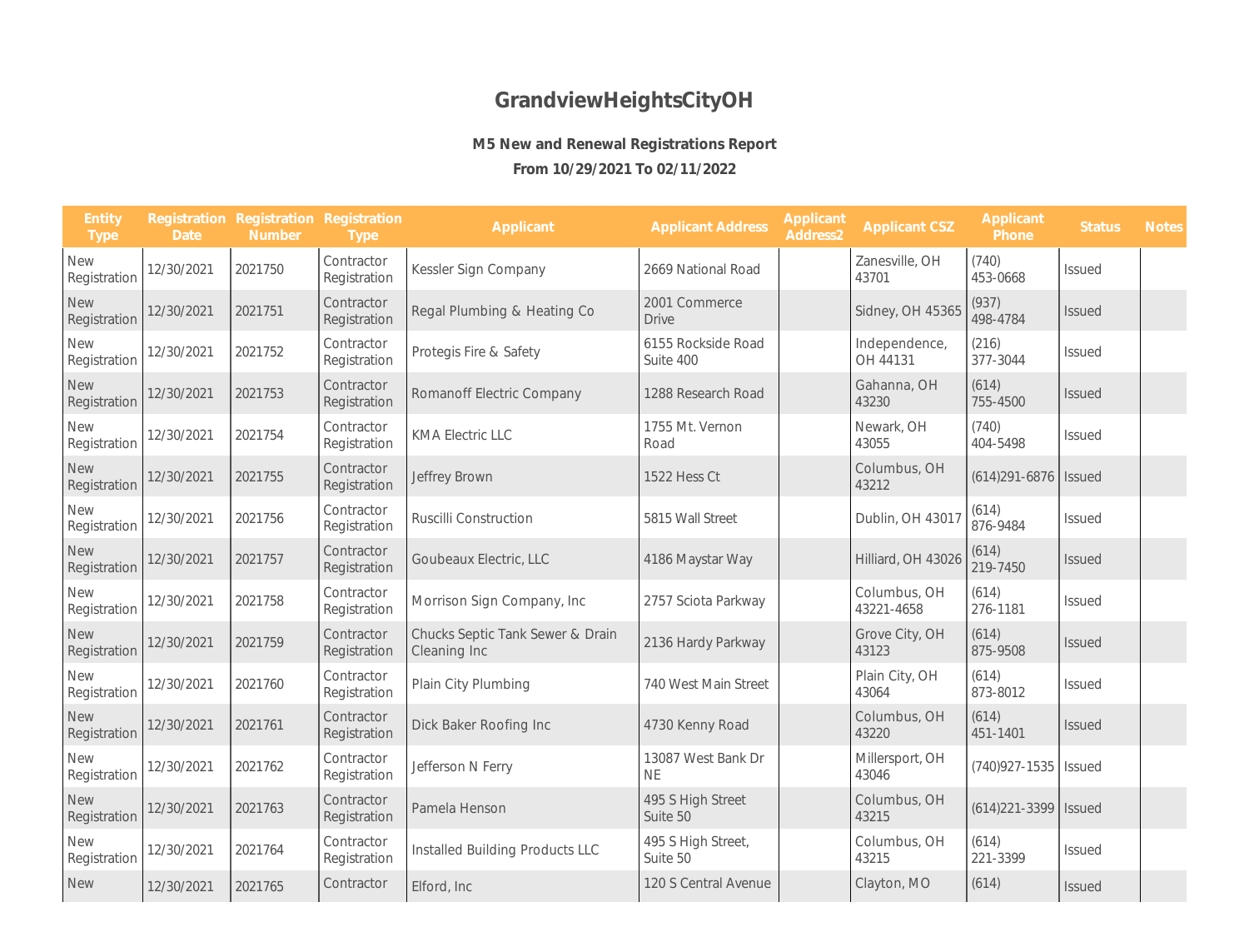# GrandviewHeightsCityOH

**M5 New and Renewal Registrations Report**

**From 10/29/2021 To 02/11/2022**

| Entity Type | Registration Date | Registration Number | Registration Type | Applicant | Applicant Address | Applicant Address2 | Applicant CSZ | Applicant Phone | Status | Notes |
|---|---|---|---|---|---|---|---|---|---|---|
| New Registration | 12/30/2021 | 2021750 | Contractor Registration | Kessler Sign Company | 2669 National Road | | Zanesville, OH 43701 | (740) 453-0668 | Issued | |
| New Registration | 12/30/2021 | 2021751 | Contractor Registration | Regal Plumbing & Heating Co | 2001 Commerce Drive | | Sidney, OH 45365 | (937) 498-4784 | Issued | |
| New Registration | 12/30/2021 | 2021752 | Contractor Registration | Protegis Fire & Safety | 6155 Rockside Road Suite 400 | | Independence, OH 44131 | (216) 377-3044 | Issued | |
| New Registration | 12/30/2021 | 2021753 | Contractor Registration | Romanoff Electric Company | 1288 Research Road | | Gahanna, OH 43230 | (614) 755-4500 | Issued | |
| New Registration | 12/30/2021 | 2021754 | Contractor Registration | KMA Electric LLC | 1755 Mt. Vernon Road | | Newark, OH 43055 | (740) 404-5498 | Issued | |
| New Registration | 12/30/2021 | 2021755 | Contractor Registration | Jeffrey Brown | 1522 Hess Ct | | Columbus, OH 43212 | (614)291-6876 | Issued | |
| New Registration | 12/30/2021 | 2021756 | Contractor Registration | Ruscilli Construction | 5815 Wall Street | | Dublin, OH 43017 | (614) 876-9484 | Issued | |
| New Registration | 12/30/2021 | 2021757 | Contractor Registration | Goubeaux Electric, LLC | 4186 Maystar Way | | Hilliard, OH 43026 | (614) 219-7450 | Issued | |
| New Registration | 12/30/2021 | 2021758 | Contractor Registration | Morrison Sign Company, Inc | 2757 Sciota Parkway | | Columbus, OH 43221-4658 | (614) 276-1181 | Issued | |
| New Registration | 12/30/2021 | 2021759 | Contractor Registration | Chucks Septic Tank Sewer & Drain Cleaning Inc | 2136 Hardy Parkway | | Grove City, OH 43123 | (614) 875-9508 | Issued | |
| New Registration | 12/30/2021 | 2021760 | Contractor Registration | Plain City Plumbing | 740 West Main Street | | Plain City, OH 43064 | (614) 873-8012 | Issued | |
| New Registration | 12/30/2021 | 2021761 | Contractor Registration | Dick Baker Roofing Inc | 4730 Kenny Road | | Columbus, OH 43220 | (614) 451-1401 | Issued | |
| New Registration | 12/30/2021 | 2021762 | Contractor Registration | Jefferson N Ferry | 13087 West Bank Dr NE | | Millersport, OH 43046 | (740)927-1535 | Issued | |
| New Registration | 12/30/2021 | 2021763 | Contractor Registration | Pamela Henson | 495 S High Street Suite 50 | | Columbus, OH 43215 | (614)221-3399 | Issued | |
| New Registration | 12/30/2021 | 2021764 | Contractor Registration | Installed Building Products LLC | 495 S High Street, Suite 50 | | Columbus, OH 43215 | (614) 221-3399 | Issued | |
| New | 12/30/2021 | 2021765 | Contractor | Elford, Inc | 120 S Central Avenue | | Clayton, MO | (614) | Issued | |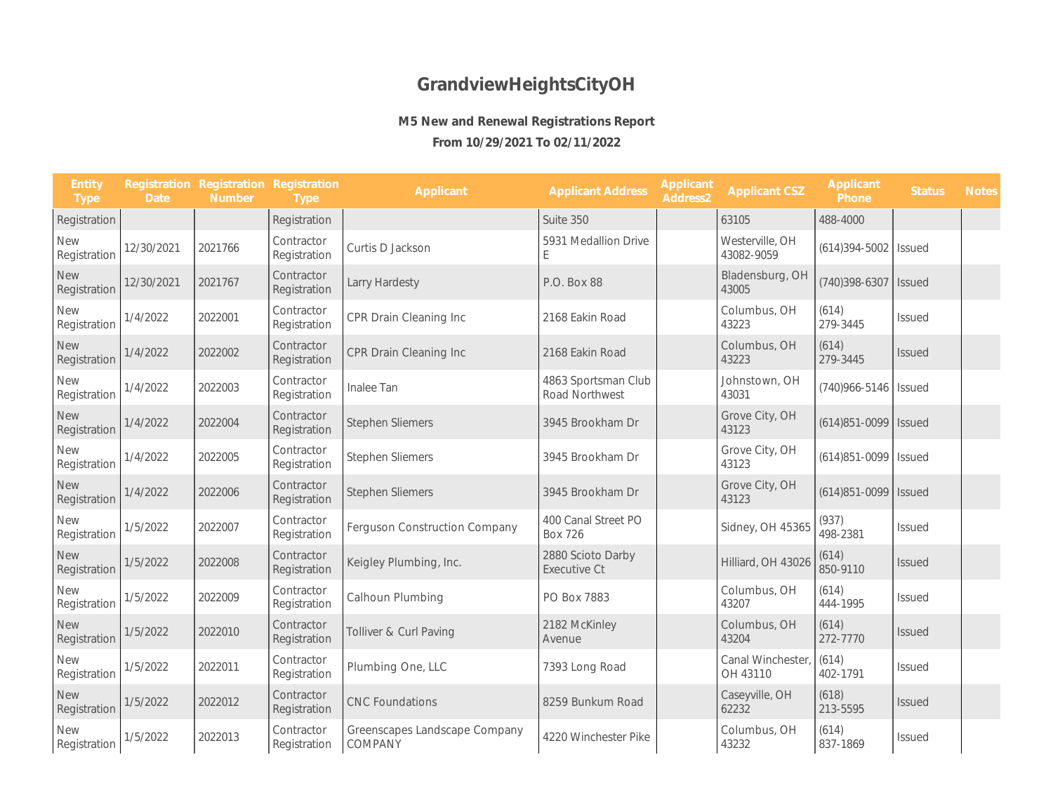# GrandviewHeightsCityOH

### M5 New and Renewal Registrations Report

### From 10/29/2021 To 02/11/2022

| Entity Type | Registration Date | Registration Number | Registration Type | Applicant | Applicant Address | Applicant Address2 | Applicant CSZ | Applicant Phone | Status | Notes |
|---|---|---|---|---|---|---|---|---|---|---|
| Registration | | | Registration | | Suite 350 | | 63105 | 488-4000 | | |
| New Registration | 12/30/2021 | 2021766 | Contractor Registration | Curtis D Jackson | 5931 Medallion Drive E | | Westerville, OH 43082-9059 | (614)394-5002 | Issued | |
| New Registration | 12/30/2021 | 2021767 | Contractor Registration | Larry Hardesty | P.O. Box 88 | | Bladensburg, OH 43005 | (740)398-6307 | Issued | |
| New Registration | 1/4/2022 | 2022001 | Contractor Registration | CPR Drain Cleaning Inc | 2168 Eakin Road | | Columbus, OH 43223 | (614) 279-3445 | Issued | |
| New Registration | 1/4/2022 | 2022002 | Contractor Registration | CPR Drain Cleaning Inc | 2168 Eakin Road | | Columbus, OH 43223 | (614) 279-3445 | Issued | |
| New Registration | 1/4/2022 | 2022003 | Contractor Registration | Inalee Tan | 4863 Sportsman Club Road Northwest | | Johnstown, OH 43031 | (740)966-5146 | Issued | |
| New Registration | 1/4/2022 | 2022004 | Contractor Registration | Stephen Sliemers | 3945 Brookham Dr | | Grove City, OH 43123 | (614)851-0099 | Issued | |
| New Registration | 1/4/2022 | 2022005 | Contractor Registration | Stephen Sliemers | 3945 Brookham Dr | | Grove City, OH 43123 | (614)851-0099 | Issued | |
| New Registration | 1/4/2022 | 2022006 | Contractor Registration | Stephen Sliemers | 3945 Brookham Dr | | Grove City, OH 43123 | (614)851-0099 | Issued | |
| New Registration | 1/5/2022 | 2022007 | Contractor Registration | Ferguson Construction Company | 400 Canal Street PO Box 726 | | Sidney, OH 45365 | (937) 498-2381 | Issued | |
| New Registration | 1/5/2022 | 2022008 | Contractor Registration | Keigley Plumbing, Inc. | 2880 Scioto Darby Executive Ct | | Hilliard, OH 43026 | (614) 850-9110 | Issued | |
| New Registration | 1/5/2022 | 2022009 | Contractor Registration | Calhoun Plumbing | PO Box 7883 | | Columbus, OH 43207 | (614) 444-1995 | Issued | |
| New Registration | 1/5/2022 | 2022010 | Contractor Registration | Tolliver & Curl Paving | 2182 McKinley Avenue | | Columbus, OH 43204 | (614) 272-7770 | Issued | |
| New Registration | 1/5/2022 | 2022011 | Contractor Registration | Plumbing One, LLC | 7393 Long Road | | Canal Winchester, OH 43110 | (614) 402-1791 | Issued | |
| New Registration | 1/5/2022 | 2022012 | Contractor Registration | CNC Foundations | 8259 Bunkum Road | | Caseyville, OH 62232 | (618) 213-5595 | Issued | |
| New Registration | 1/5/2022 | 2022013 | Contractor Registration | Greenscapes Landscape Company COMPANY | 4220 Winchester Pike | | Columbus, OH 43232 | (614) 837-1869 | Issued | |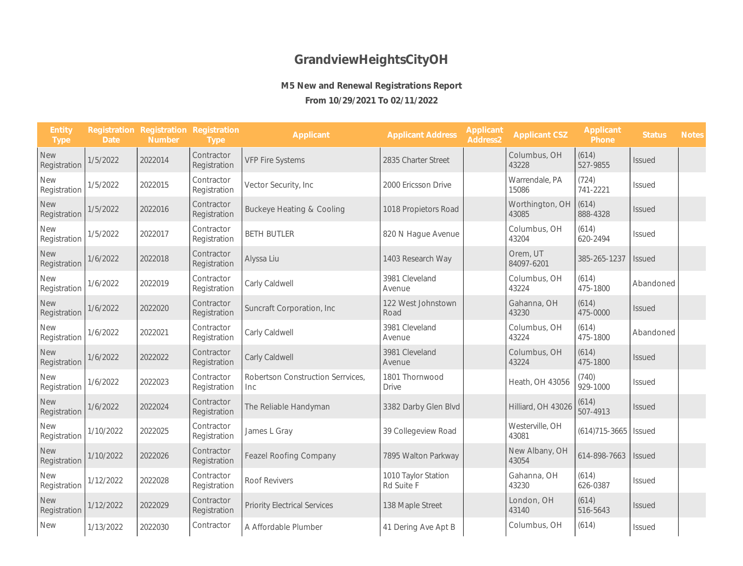# GrandviewHeightsCityOH

### M5 New and Renewal Registrations Report

### From 10/29/2021 To 02/11/2022

| Entity Type | Registration Date | Registration Number | Registration Type | Applicant | Applicant Address | Applicant Address2 | Applicant CSZ | Applicant Phone | Status | Notes |
|---|---|---|---|---|---|---|---|---|---|---|
| New Registration | 1/5/2022 | 2022014 | Contractor Registration | VFP Fire Systems | 2835 Charter Street | | Columbus, OH 43228 | (614) 527-9855 | Issued | |
| New Registration | 1/5/2022 | 2022015 | Contractor Registration | Vector Security, Inc | 2000 Ericsson Drive | | Warrendale, PA 15086 | (724) 741-2221 | Issued | |
| New Registration | 1/5/2022 | 2022016 | Contractor Registration | Buckeye Heating & Cooling | 1018 Propietors Road | | Worthington, OH 43085 | (614) 888-4328 | Issued | |
| New Registration | 1/5/2022 | 2022017 | Contractor Registration | BETH BUTLER | 820 N Hague Avenue | | Columbus, OH 43204 | (614) 620-2494 | Issued | |
| New Registration | 1/6/2022 | 2022018 | Contractor Registration | Alyssa Liu | 1403 Research Way | | Orem, UT 84097-6201 | 385-265-1237 | Issued | |
| New Registration | 1/6/2022 | 2022019 | Contractor Registration | Carly Caldwell | 3981 Cleveland Avenue | | Columbus, OH 43224 | (614) 475-1800 | Abandoned | |
| New Registration | 1/6/2022 | 2022020 | Contractor Registration | Suncraft Corporation, Inc | 122 West Johnstown Road | | Gahanna, OH 43230 | (614) 475-0000 | Issued | |
| New Registration | 1/6/2022 | 2022021 | Contractor Registration | Carly Caldwell | 3981 Cleveland Avenue | | Columbus, OH 43224 | (614) 475-1800 | Abandoned | |
| New Registration | 1/6/2022 | 2022022 | Contractor Registration | Carly Caldwell | 3981 Cleveland Avenue | | Columbus, OH 43224 | (614) 475-1800 | Issued | |
| New Registration | 1/6/2022 | 2022023 | Contractor Registration | Robertson Construction Serrvices, Inc | 1801 Thornwood Drive | | Heath, OH 43056 | (740) 929-1000 | Issued | |
| New Registration | 1/6/2022 | 2022024 | Contractor Registration | The Reliable Handyman | 3382 Darby Glen Blvd | | Hilliard, OH 43026 | (614) 507-4913 | Issued | |
| New Registration | 1/10/2022 | 2022025 | Contractor Registration | James L Gray | 39 Collegeview Road | | Westerville, OH 43081 | (614)715-3665 | Issued | |
| New Registration | 1/10/2022 | 2022026 | Contractor Registration | Feazel Roofing Company | 7895 Walton Parkway | | New Albany, OH 43054 | 614-898-7663 | Issued | |
| New Registration | 1/12/2022 | 2022028 | Contractor Registration | Roof Revivers | 1010 Taylor Station Rd Suite F | | Gahanna, OH 43230 | (614) 626-0387 | Issued | |
| New Registration | 1/12/2022 | 2022029 | Contractor Registration | Priority Electrical Services | 138 Maple Street | | London, OH 43140 | (614) 516-5643 | Issued | |
| New | 1/13/2022 | 2022030 | Contractor | A Affordable Plumber | 41 Dering Ave Apt B | | Columbus, OH | (614) | Issued | |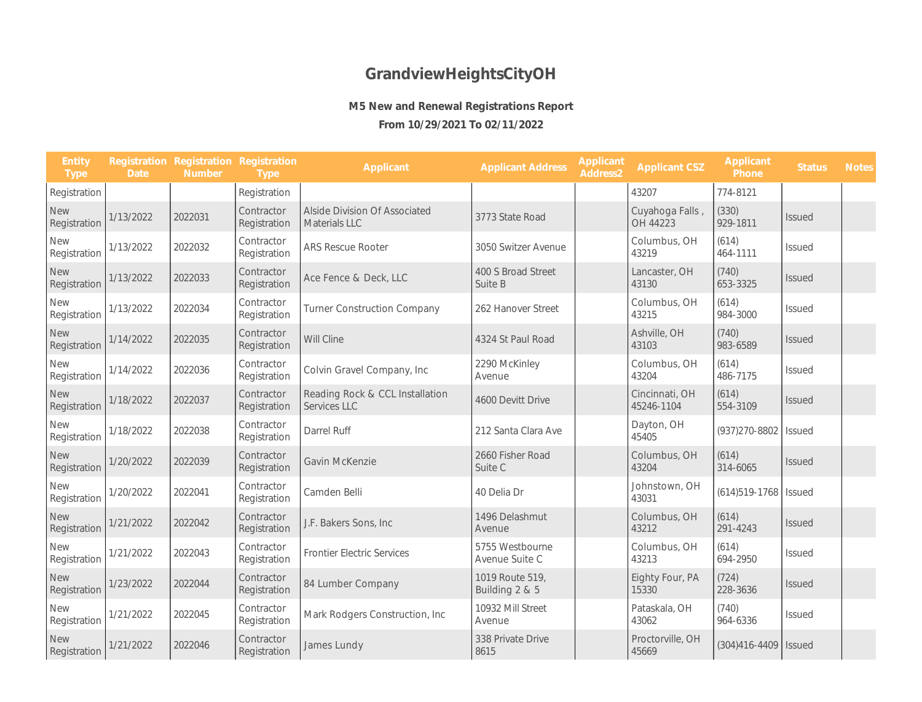# GrandviewHeightsCityOH

### M5 New and Renewal Registrations Report

### From 10/29/2021 To 02/11/2022

| Entity Type | Registration Date | Registration Number | Registration Type | Applicant | Applicant Address | Applicant Address2 | Applicant CSZ | Applicant Phone | Status | Notes |
|---|---|---|---|---|---|---|---|---|---|---|
| Registration | | | Registration | | | | 43207 | 774-8121 | | |
| New Registration | 1/13/2022 | 2022031 | Contractor Registration | Alside Division Of Associated Materials LLC | 3773 State Road | | Cuyahoga Falls , OH 44223 | (330) 929-1811 | Issued | |
| New Registration | 1/13/2022 | 2022032 | Contractor Registration | ARS Rescue Rooter | 3050 Switzer Avenue | | Columbus, OH 43219 | (614) 464-1111 | Issued | |
| New Registration | 1/13/2022 | 2022033 | Contractor Registration | Ace Fence & Deck, LLC | 400 S Broad Street Suite B | | Lancaster, OH 43130 | (740) 653-3325 | Issued | |
| New Registration | 1/13/2022 | 2022034 | Contractor Registration | Turner Construction Company | 262 Hanover Street | | Columbus, OH 43215 | (614) 984-3000 | Issued | |
| New Registration | 1/14/2022 | 2022035 | Contractor Registration | Will Cline | 4324 St Paul Road | | Ashville, OH 43103 | (740) 983-6589 | Issued | |
| New Registration | 1/14/2022 | 2022036 | Contractor Registration | Colvin Gravel Company, Inc | 2290 McKinley Avenue | | Columbus, OH 43204 | (614) 486-7175 | Issued | |
| New Registration | 1/18/2022 | 2022037 | Contractor Registration | Reading Rock & CCL Installation Services LLC | 4600 Devitt Drive | | Cincinnati, OH 45246-1104 | (614) 554-3109 | Issued | |
| New Registration | 1/18/2022 | 2022038 | Contractor Registration | Darrel Ruff | 212 Santa Clara Ave | | Dayton, OH 45405 | (937)270-8802 | Issued | |
| New Registration | 1/20/2022 | 2022039 | Contractor Registration | Gavin McKenzie | 2660 Fisher Road Suite C | | Columbus, OH 43204 | (614) 314-6065 | Issued | |
| New Registration | 1/20/2022 | 2022041 | Contractor Registration | Camden Belli | 40 Delia Dr | | Johnstown, OH 43031 | (614)519-1768 | Issued | |
| New Registration | 1/21/2022 | 2022042 | Contractor Registration | J.F. Bakers Sons, Inc | 1496 Delashmut Avenue | | Columbus, OH 43212 | (614) 291-4243 | Issued | |
| New Registration | 1/21/2022 | 2022043 | Contractor Registration | Frontier Electric Services | 5755 Westbourne Avenue Suite C | | Columbus, OH 43213 | (614) 694-2950 | Issued | |
| New Registration | 1/23/2022 | 2022044 | Contractor Registration | 84 Lumber Company | 1019 Route 519, Building 2 & 5 | | Eighty Four, PA 15330 | (724) 228-3636 | Issued | |
| New Registration | 1/21/2022 | 2022045 | Contractor Registration | Mark Rodgers Construction, Inc | 10932 Mill Street Avenue | | Pataskala, OH 43062 | (740) 964-6336 | Issued | |
| New Registration | 1/21/2022 | 2022046 | Contractor Registration | James Lundy | 338 Private Drive 8615 | | Proctorville, OH 45669 | (304)416-4409 | Issued | |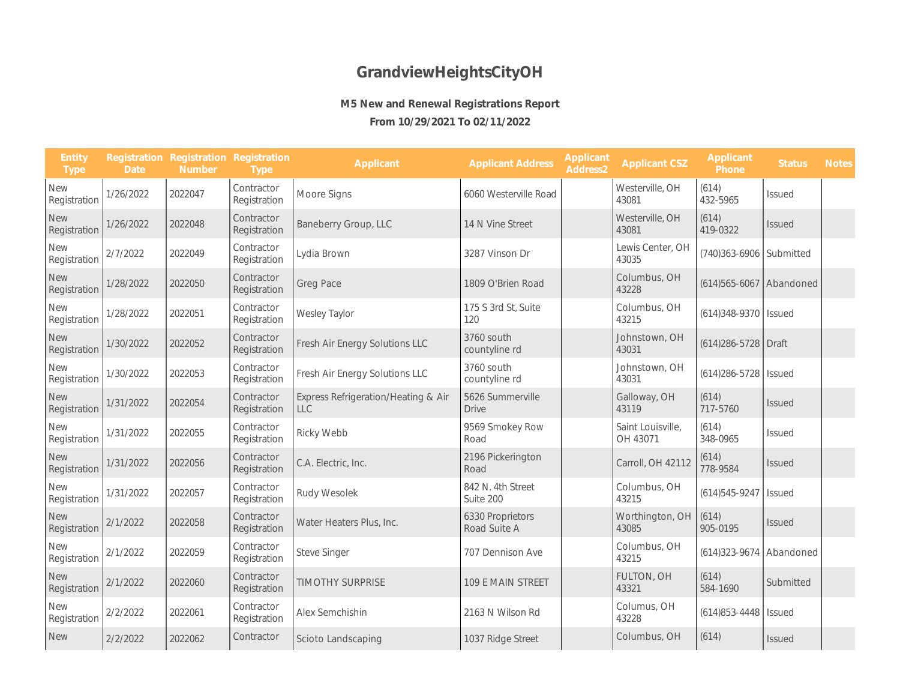# GrandviewHeightsCityOH

### M5 New and Renewal Registrations Report

### From 10/29/2021 To 02/11/2022

| Entity Type | Registration Date | Registration Number | Registration Type | Applicant | Applicant Address | Applicant Address2 | Applicant CSZ | Applicant Phone | Status | Notes |
|---|---|---|---|---|---|---|---|---|---|---|
| New Registration | 1/26/2022 | 2022047 | Contractor Registration | Moore Signs | 6060 Westerville Road | | Westerville, OH 43081 | (614) 432-5965 | Issued | |
| New Registration | 1/26/2022 | 2022048 | Contractor Registration | Baneberry Group, LLC | 14 N Vine Street | | Westerville, OH 43081 | (614) 419-0322 | Issued | |
| New Registration | 2/7/2022 | 2022049 | Contractor Registration | Lydia Brown | 3287 Vinson Dr | | Lewis Center, OH 43035 | (740)363-6906 | Submitted | |
| New Registration | 1/28/2022 | 2022050 | Contractor Registration | Greg Pace | 1809 O'Brien Road | | Columbus, OH 43228 | (614)565-6067 | Abandoned | |
| New Registration | 1/28/2022 | 2022051 | Contractor Registration | Wesley Taylor | 175 S 3rd St, Suite 120 | | Columbus, OH 43215 | (614)348-9370 | Issued | |
| New Registration | 1/30/2022 | 2022052 | Contractor Registration | Fresh Air Energy Solutions LLC | 3760 south countyline rd | | Johnstown, OH 43031 | (614)286-5728 | Draft | |
| New Registration | 1/30/2022 | 2022053 | Contractor Registration | Fresh Air Energy Solutions LLC | 3760 south countyline rd | | Johnstown, OH 43031 | (614)286-5728 | Issued | |
| New Registration | 1/31/2022 | 2022054 | Contractor Registration | Express Refrigeration/Heating & Air LLC | 5626 Summerville Drive | | Galloway, OH 43119 | (614) 717-5760 | Issued | |
| New Registration | 1/31/2022 | 2022055 | Contractor Registration | Ricky Webb | 9569 Smokey Row Road | | Saint Louisville, OH 43071 | (614) 348-0965 | Issued | |
| New Registration | 1/31/2022 | 2022056 | Contractor Registration | C.A. Electric, Inc. | 2196 Pickerington Road | | Carroll, OH 42112 | (614) 778-9584 | Issued | |
| New Registration | 1/31/2022 | 2022057 | Contractor Registration | Rudy Wesolek | 842 N. 4th Street Suite 200 | | Columbus, OH 43215 | (614)545-9247 | Issued | |
| New Registration | 2/1/2022 | 2022058 | Contractor Registration | Water Heaters Plus, Inc. | 6330 Proprietors Road Suite A | | Worthington, OH 43085 | (614) 905-0195 | Issued | |
| New Registration | 2/1/2022 | 2022059 | Contractor Registration | Steve Singer | 707 Dennison Ave | | Columbus, OH 43215 | (614)323-9674 | Abandoned | |
| New Registration | 2/1/2022 | 2022060 | Contractor Registration | TIMOTHY SURPRISE | 109 E MAIN STREET | | FULTON, OH 43321 | (614) 584-1690 | Submitted | |
| New Registration | 2/2/2022 | 2022061 | Contractor Registration | Alex Semchishin | 2163 N Wilson Rd | | Colum­us, OH 43228 | (614)853-4448 | Issued | |
| New | 2/2/2022 | 2022062 | Contractor | Scioto Landscaping | 1037 Ridge Street | | Columbus, OH | (614) | Issued | |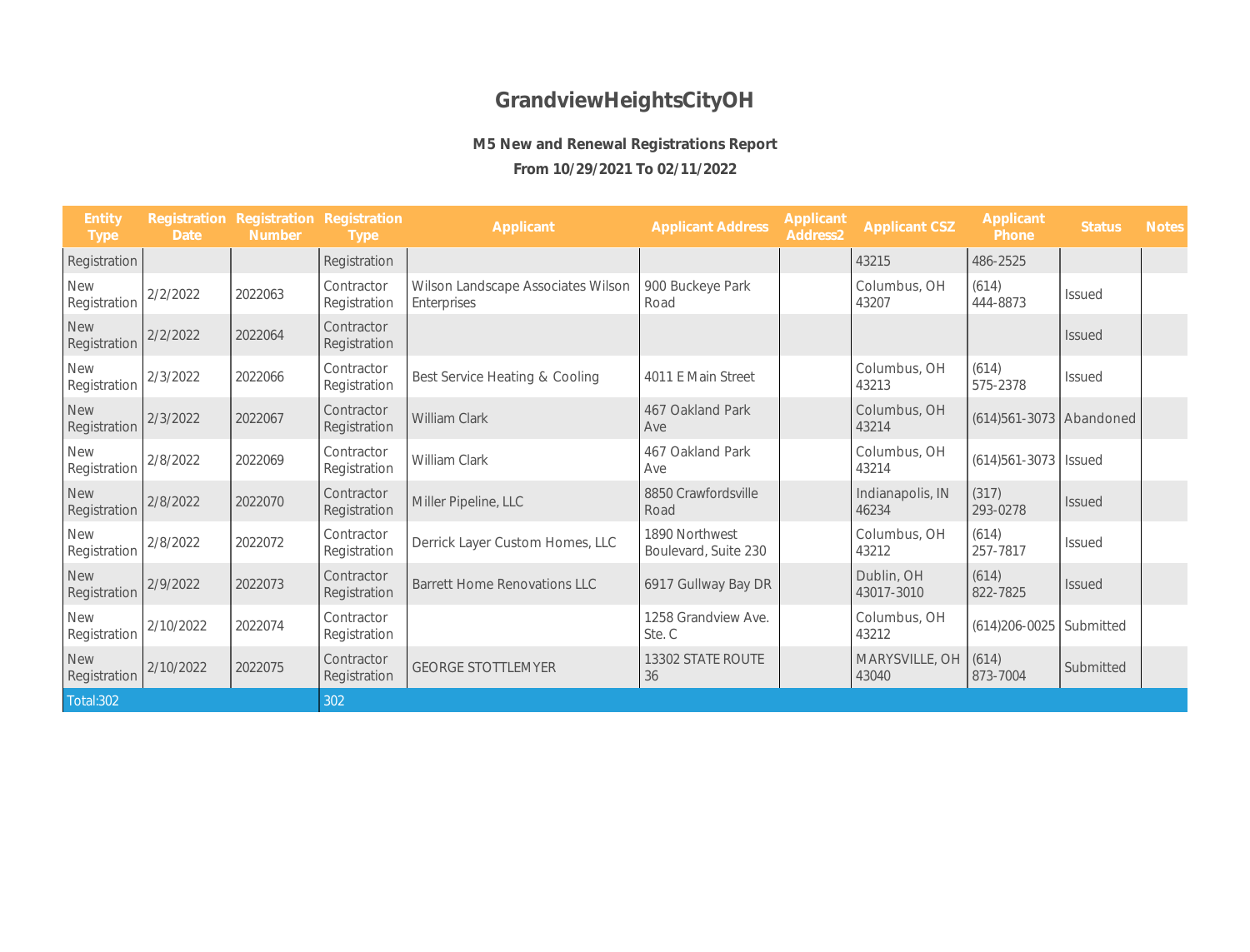# GrandviewHeightsCityOH

### M5 New and Renewal Registrations Report

### From 10/29/2021 To 02/11/2022

| Entity Type | Registration Date | Registration Number | Registration Type | Applicant | Applicant Address | Applicant Address2 | Applicant CSZ | Applicant Phone | Status | Notes |
|---|---|---|---|---|---|---|---|---|---|---|
| Registration | | | Registration | | | | 43215 | 486-2525 | | |
| New Registration | 2/2/2022 | 2022063 | Contractor Registration | Wilson Landscape Associates Wilson Enterprises | 900 Buckeye Park Road | | Columbus, OH 43207 | (614) 444-8873 | Issued | |
| New Registration | 2/2/2022 | 2022064 | Contractor Registration | | | | | | Issued | |
| New Registration | 2/3/2022 | 2022066 | Contractor Registration | Best Service Heating & Cooling | 4011 E Main Street | | Columbus, OH 43213 | (614) 575-2378 | Issued | |
| New Registration | 2/3/2022 | 2022067 | Contractor Registration | William Clark | 467 Oakland Park Ave | | Columbus, OH 43214 | (614)561-3073 | Abandoned | |
| New Registration | 2/8/2022 | 2022069 | Contractor Registration | William Clark | 467 Oakland Park Ave | | Columbus, OH 43214 | (614)561-3073 | Issued | |
| New Registration | 2/8/2022 | 2022070 | Contractor Registration | Miller Pipeline, LLC | 8850 Crawfordsville Road | | Indianapolis, IN 46234 | (317) 293-0278 | Issued | |
| New Registration | 2/8/2022 | 2022072 | Contractor Registration | Derrick Layer Custom Homes, LLC | 1890 Northwest Boulevard, Suite 230 | | Columbus, OH 43212 | (614) 257-7817 | Issued | |
| New Registration | 2/9/2022 | 2022073 | Contractor Registration | Barrett Home Renovations LLC | 6917 Gullway Bay DR | | Dublin, OH 43017-3010 | (614) 822-7825 | Issued | |
| New Registration | 2/10/2022 | 2022074 | Contractor Registration | | 1258 Grandview Ave. Ste. C | | Columbus, OH 43212 | (614)206-0025 | Submitted | |
| New Registration | 2/10/2022 | 2022075 | Contractor Registration | GEORGE STOTTLEMYER | 13302 STATE ROUTE 36 | | MARYSVILLE, OH 43040 | (614) 873-7004 | Submitted | |
| Total:302 | | | 302 | | | | | | | |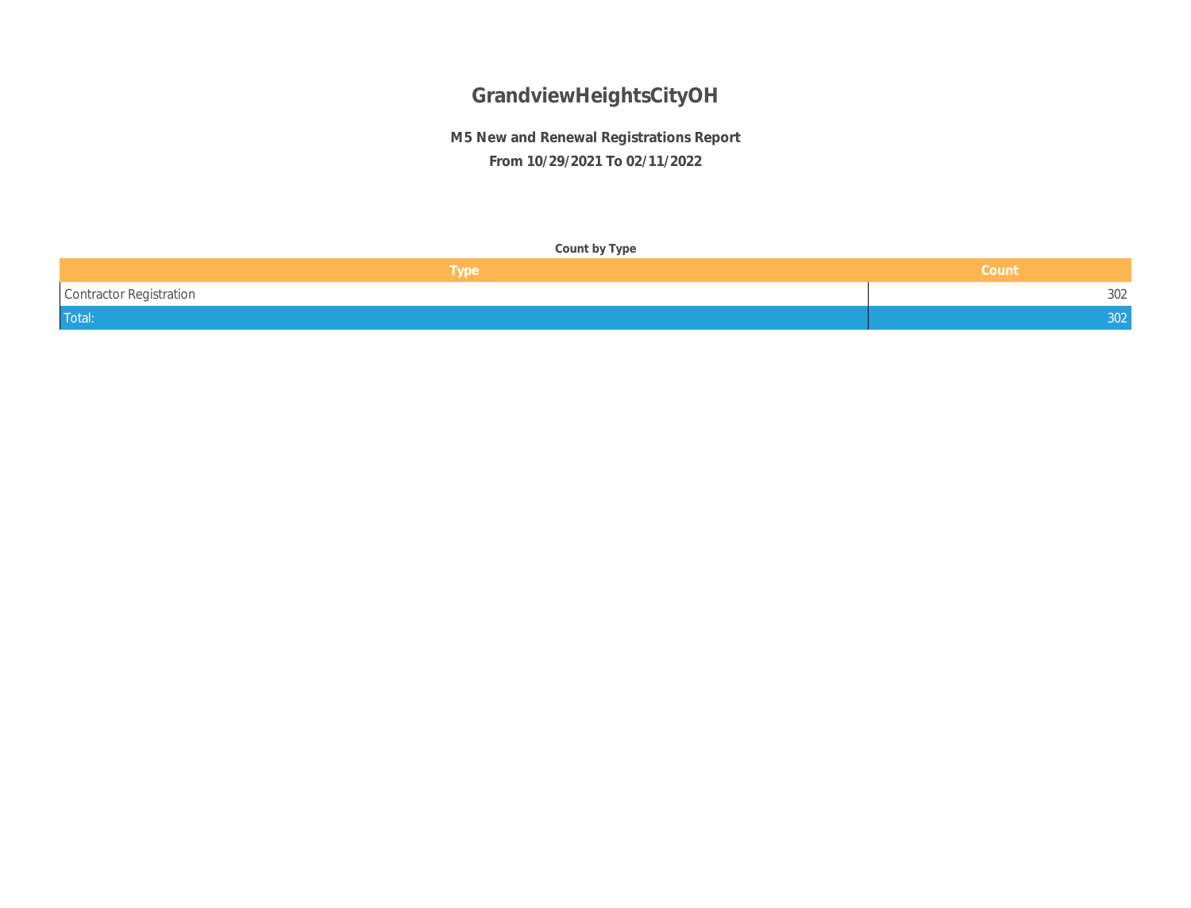# GrandviewHeightsCityOH

## M5 New and Renewal Registrations Report

**From 10/29/2021 To 02/11/2022**

**Count by Type**

| Type | Count |
| --- | --- |
| Contractor Registration | 302 |
| Total: | 302 |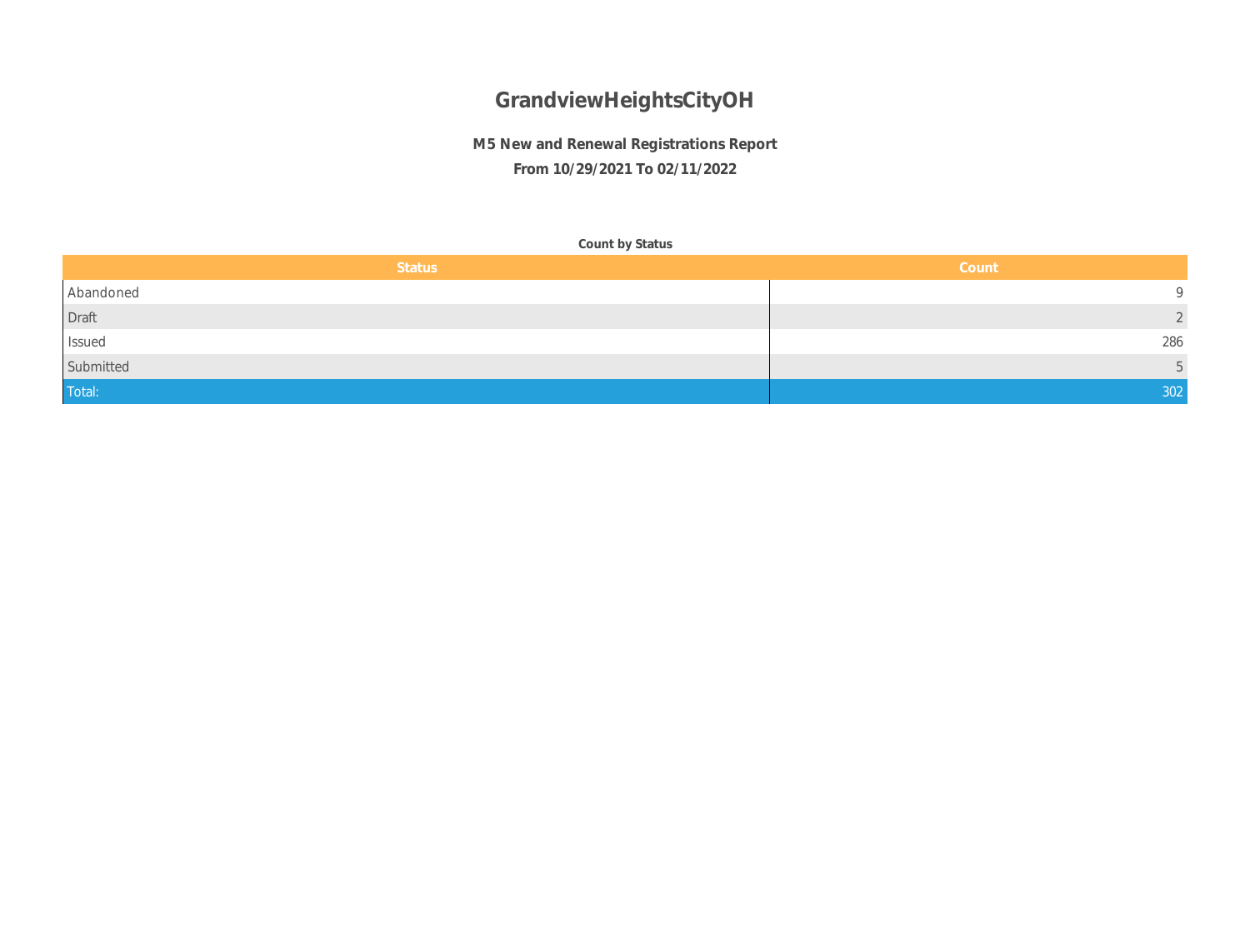# GrandviewHeightsCityOH

**M5 New and Renewal Registrations Report**

**From 10/29/2021 To 02/11/2022**

**Count by Status**

| Status | Count |
|---|---|
| Abandoned | 9 |
| Draft | 2 |
| Issued | 286 |
| Submitted | 5 |
| Total: | 302 |